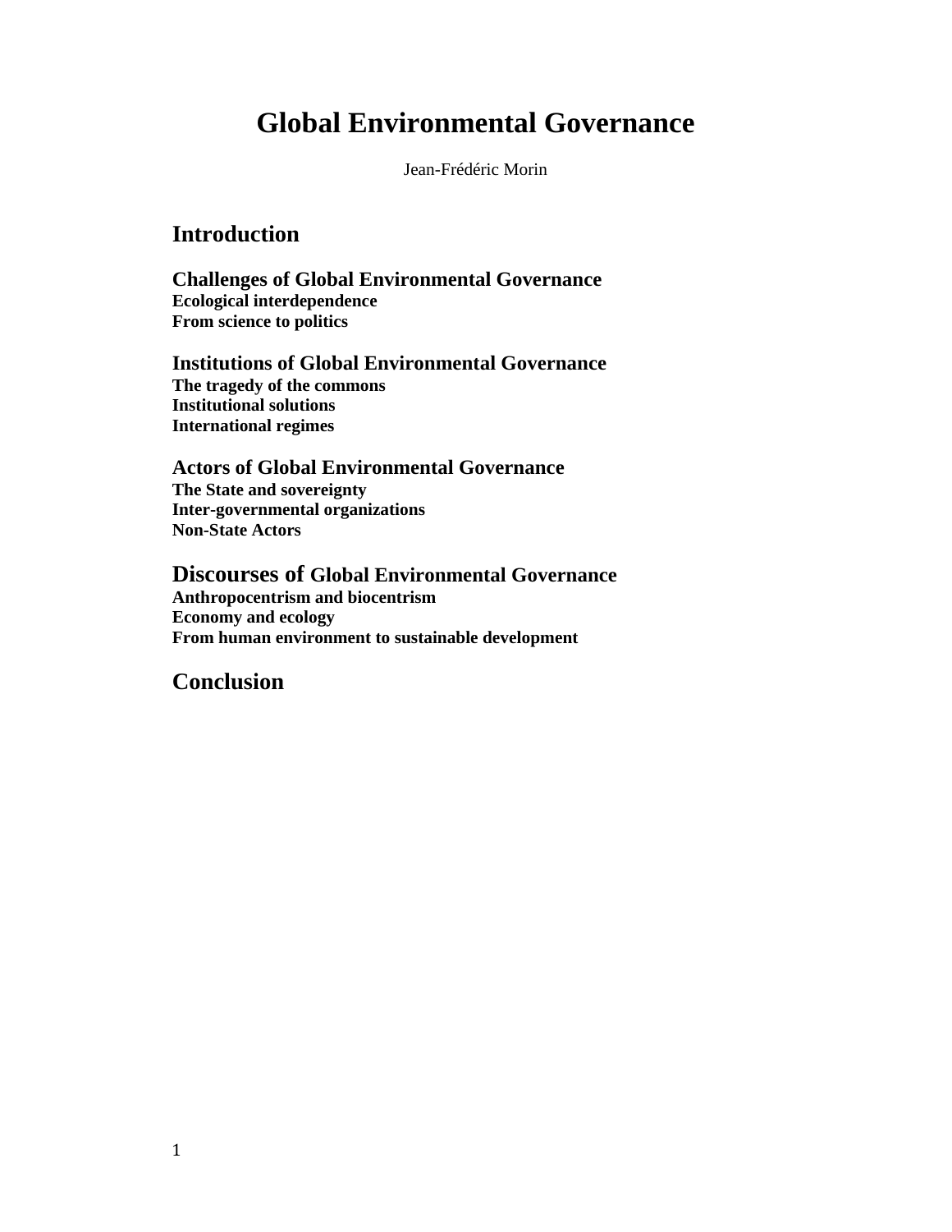# Global Environmental Governance

Jean-Frédéric Morin

## Introduction

## Challenges of Global Environmental Governance

**Ecological interdependence**
**From science to politics**

## Institutions of Global Environmental Governance

**The tragedy of the commons**
**Institutional solutions**
**International regimes**

## Actors of Global Environmental Governance

**The State and sovereignty**
**Inter-governmental organizations**
**Non-State Actors**

## Discourses of Global Environmental Governance

**Anthropocentrism and biocentrism**
**Economy and ecology**
**From human environment to sustainable development**

## Conclusion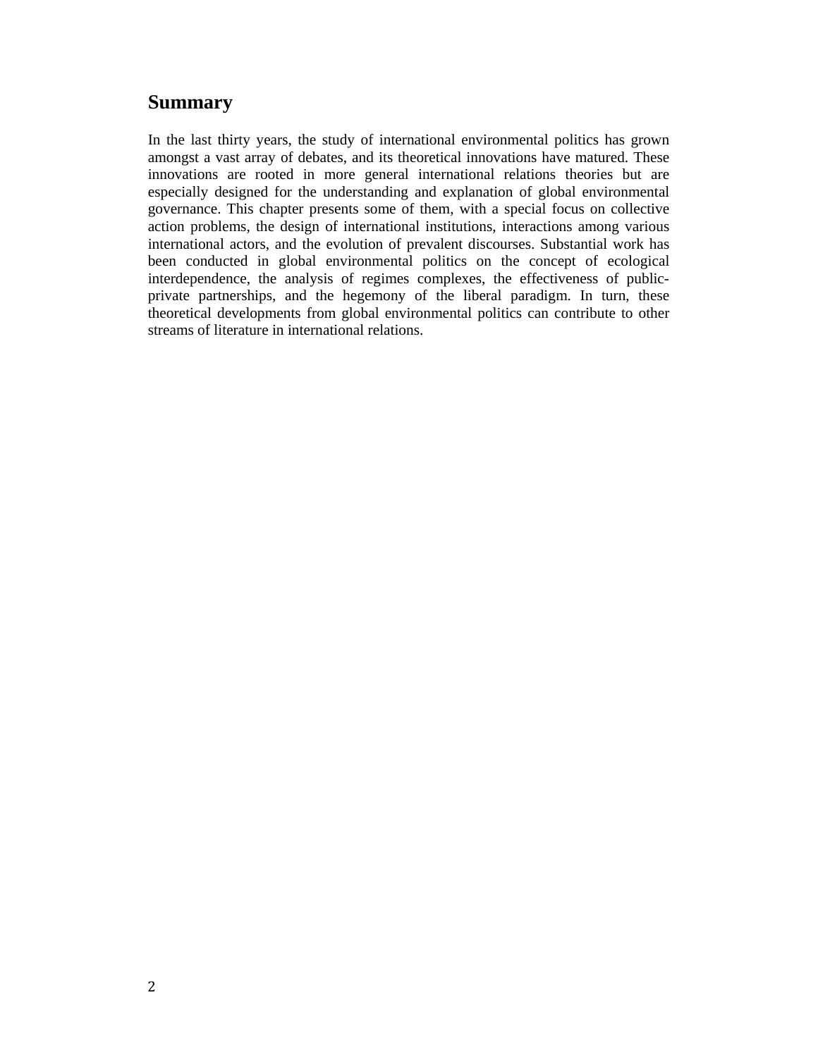## Summary

In the last thirty years, the study of international environmental politics has grown amongst a vast array of debates, and its theoretical innovations have matured. These innovations are rooted in more general international relations theories but are especially designed for the understanding and explanation of global environmental governance. This chapter presents some of them, with a special focus on collective action problems, the design of international institutions, interactions among various international actors, and the evolution of prevalent discourses. Substantial work has been conducted in global environmental politics on the concept of ecological interdependence, the analysis of regimes complexes, the effectiveness of public-private partnerships, and the hegemony of the liberal paradigm. In turn, these theoretical developments from global environmental politics can contribute to other streams of literature in international relations.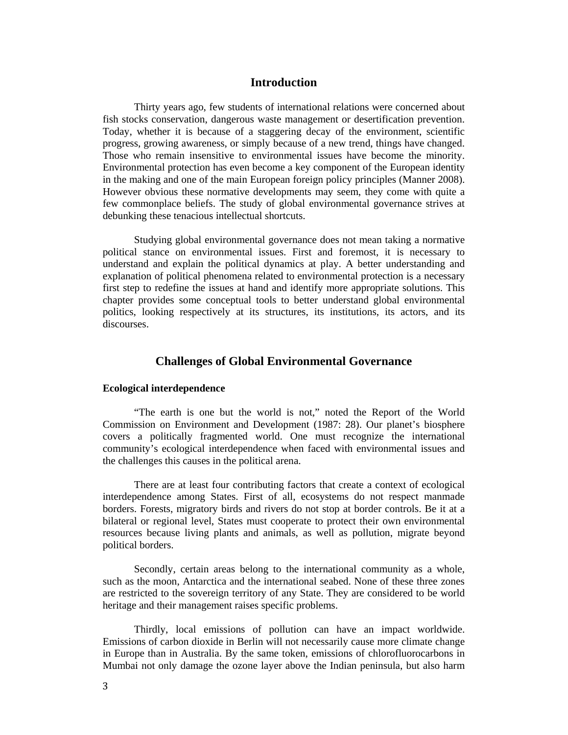## Introduction

Thirty years ago, few students of international relations were concerned about fish stocks conservation, dangerous waste management or desertification prevention. Today, whether it is because of a staggering decay of the environment, scientific progress, growing awareness, or simply because of a new trend, things have changed. Those who remain insensitive to environmental issues have become the minority. Environmental protection has even become a key component of the European identity in the making and one of the main European foreign policy principles (Manner 2008). However obvious these normative developments may seem, they come with quite a few commonplace beliefs. The study of global environmental governance strives at debunking these tenacious intellectual shortcuts.

Studying global environmental governance does not mean taking a normative political stance on environmental issues. First and foremost, it is necessary to understand and explain the political dynamics at play. A better understanding and explanation of political phenomena related to environmental protection is a necessary first step to redefine the issues at hand and identify more appropriate solutions. This chapter provides some conceptual tools to better understand global environmental politics, looking respectively at its structures, its institutions, its actors, and its discourses.

## Challenges of Global Environmental Governance

### Ecological interdependence

"The earth is one but the world is not," noted the Report of the World Commission on Environment and Development (1987: 28). Our planet's biosphere covers a politically fragmented world. One must recognize the international community's ecological interdependence when faced with environmental issues and the challenges this causes in the political arena.

There are at least four contributing factors that create a context of ecological interdependence among States. First of all, ecosystems do not respect manmade borders. Forests, migratory birds and rivers do not stop at border controls. Be it at a bilateral or regional level, States must cooperate to protect their own environmental resources because living plants and animals, as well as pollution, migrate beyond political borders.

Secondly, certain areas belong to the international community as a whole, such as the moon, Antarctica and the international seabed. None of these three zones are restricted to the sovereign territory of any State. They are considered to be world heritage and their management raises specific problems.

Thirdly, local emissions of pollution can have an impact worldwide. Emissions of carbon dioxide in Berlin will not necessarily cause more climate change in Europe than in Australia. By the same token, emissions of chlorofluorocarbons in Mumbai not only damage the ozone layer above the Indian peninsula, but also harm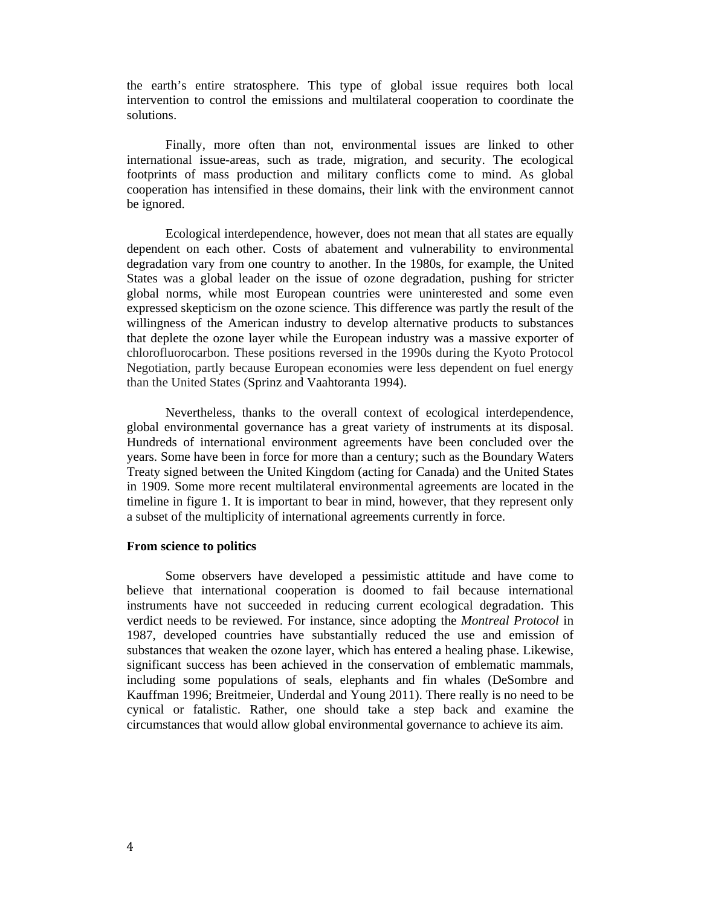the earth's entire stratosphere. This type of global issue requires both local intervention to control the emissions and multilateral cooperation to coordinate the solutions.

Finally, more often than not, environmental issues are linked to other international issue-areas, such as trade, migration, and security. The ecological footprints of mass production and military conflicts come to mind. As global cooperation has intensified in these domains, their link with the environment cannot be ignored.

Ecological interdependence, however, does not mean that all states are equally dependent on each other. Costs of abatement and vulnerability to environmental degradation vary from one country to another. In the 1980s, for example, the United States was a global leader on the issue of ozone degradation, pushing for stricter global norms, while most European countries were uninterested and some even expressed skepticism on the ozone science. This difference was partly the result of the willingness of the American industry to develop alternative products to substances that deplete the ozone layer while the European industry was a massive exporter of chlorofluorocarbon. These positions reversed in the 1990s during the Kyoto Protocol Negotiation, partly because European economies were less dependent on fuel energy than the United States (Sprinz and Vaahtoranta 1994).

Nevertheless, thanks to the overall context of ecological interdependence, global environmental governance has a great variety of instruments at its disposal. Hundreds of international environment agreements have been concluded over the years. Some have been in force for more than a century; such as the Boundary Waters Treaty signed between the United Kingdom (acting for Canada) and the United States in 1909. Some more recent multilateral environmental agreements are located in the timeline in figure 1. It is important to bear in mind, however, that they represent only a subset of the multiplicity of international agreements currently in force.

**From science to politics**

Some observers have developed a pessimistic attitude and have come to believe that international cooperation is doomed to fail because international instruments have not succeeded in reducing current ecological degradation. This verdict needs to be reviewed. For instance, since adopting the *Montreal Protocol* in 1987, developed countries have substantially reduced the use and emission of substances that weaken the ozone layer, which has entered a healing phase. Likewise, significant success has been achieved in the conservation of emblematic mammals, including some populations of seals, elephants and fin whales (DeSombre and Kauffman 1996; Breitmeier, Underdal and Young 2011). There really is no need to be cynical or fatalistic. Rather, one should take a step back and examine the circumstances that would allow global environmental governance to achieve its aim.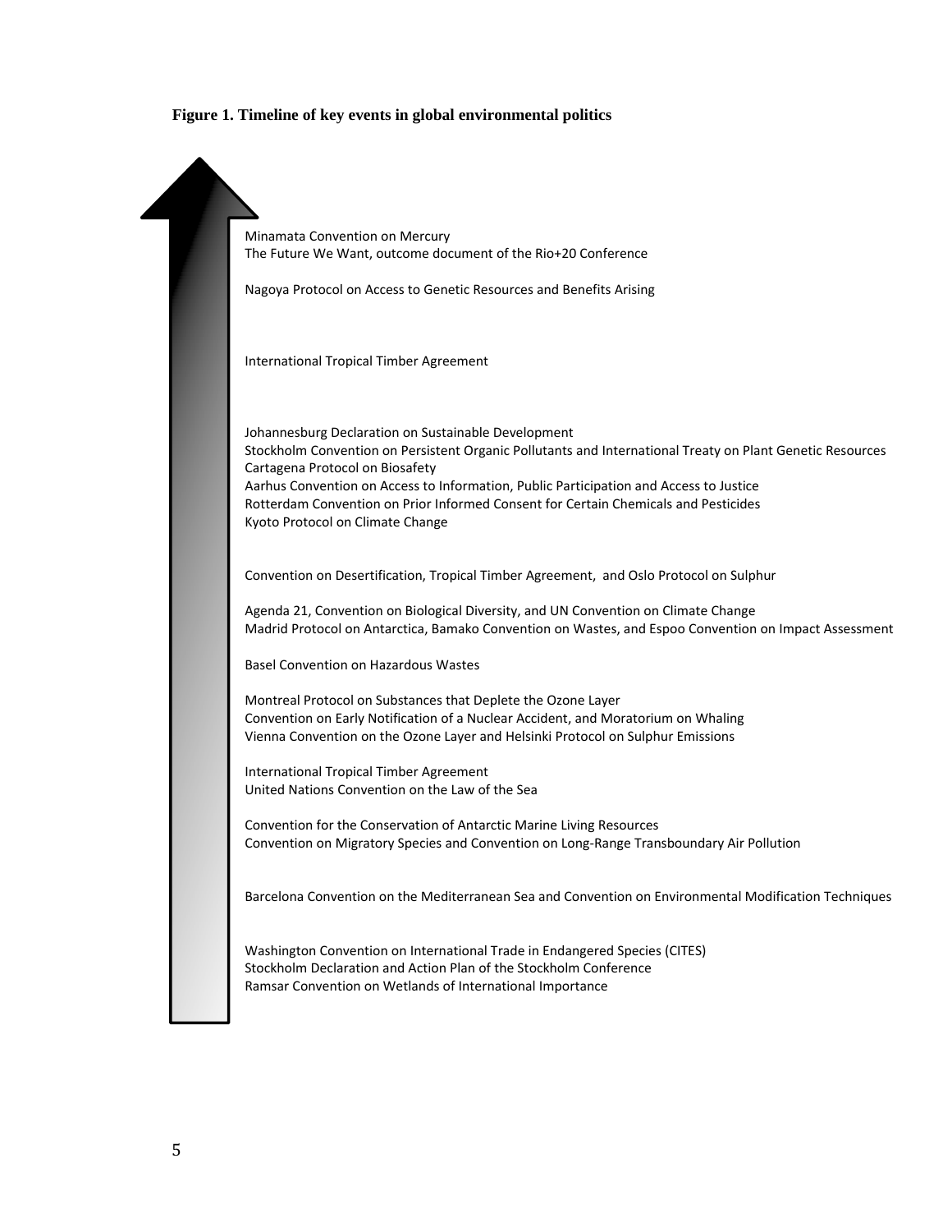**Figure 1. Timeline of key events in global environmental politics**

Minamata Convention on Mercury
The Future We Want, outcome document of the Rio+20 Conference

Nagoya Protocol on Access to Genetic Resources and Benefits Arising

International Tropical Timber Agreement

Johannesburg Declaration on Sustainable Development
Stockholm Convention on Persistent Organic Pollutants and International Treaty on Plant Genetic Resources
Cartagena Protocol on Biosafety
Aarhus Convention on Access to Information, Public Participation and Access to Justice
Rotterdam Convention on Prior Informed Consent for Certain Chemicals and Pesticides
Kyoto Protocol on Climate Change

Convention on Desertification, Tropical Timber Agreement, and Oslo Protocol on Sulphur

Agenda 21, Convention on Biological Diversity, and UN Convention on Climate Change
Madrid Protocol on Antarctica, Bamako Convention on Wastes, and Espoo Convention on Impact Assessment

Basel Convention on Hazardous Wastes

Montreal Protocol on Substances that Deplete the Ozone Layer
Convention on Early Notification of a Nuclear Accident, and Moratorium on Whaling
Vienna Convention on the Ozone Layer and Helsinki Protocol on Sulphur Emissions

International Tropical Timber Agreement
United Nations Convention on the Law of the Sea

Convention for the Conservation of Antarctic Marine Living Resources
Convention on Migratory Species and Convention on Long-Range Transboundary Air Pollution

Barcelona Convention on the Mediterranean Sea and Convention on Environmental Modification Techniques

Washington Convention on International Trade in Endangered Species (CITES)
Stockholm Declaration and Action Plan of the Stockholm Conference
Ramsar Convention on Wetlands of International Importance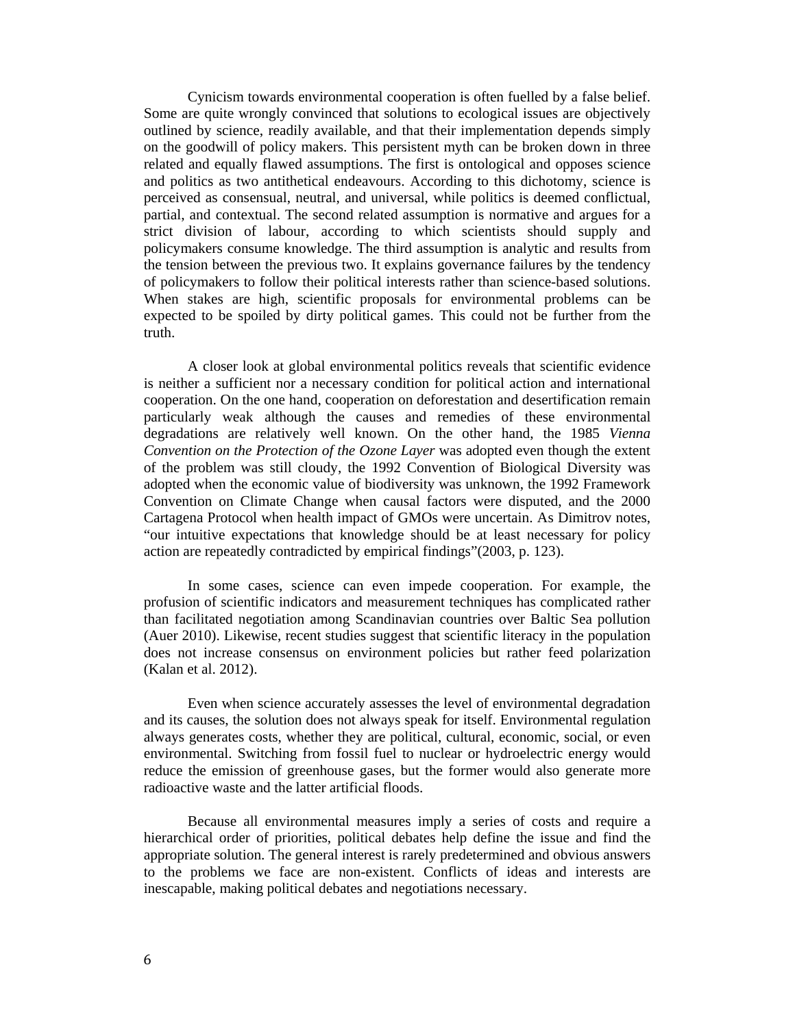Cynicism towards environmental cooperation is often fuelled by a false belief. Some are quite wrongly convinced that solutions to ecological issues are objectively outlined by science, readily available, and that their implementation depends simply on the goodwill of policy makers. This persistent myth can be broken down in three related and equally flawed assumptions. The first is ontological and opposes science and politics as two antithetical endeavours. According to this dichotomy, science is perceived as consensual, neutral, and universal, while politics is deemed conflictual, partial, and contextual. The second related assumption is normative and argues for a strict division of labour, according to which scientists should supply and policymakers consume knowledge. The third assumption is analytic and results from the tension between the previous two. It explains governance failures by the tendency of policymakers to follow their political interests rather than science-based solutions. When stakes are high, scientific proposals for environmental problems can be expected to be spoiled by dirty political games. This could not be further from the truth.

A closer look at global environmental politics reveals that scientific evidence is neither a sufficient nor a necessary condition for political action and international cooperation. On the one hand, cooperation on deforestation and desertification remain particularly weak although the causes and remedies of these environmental degradations are relatively well known. On the other hand, the 1985 *Vienna Convention on the Protection of the Ozone Layer* was adopted even though the extent of the problem was still cloudy, the 1992 Convention of Biological Diversity was adopted when the economic value of biodiversity was unknown, the 1992 Framework Convention on Climate Change when causal factors were disputed, and the 2000 Cartagena Protocol when health impact of GMOs were uncertain. As Dimitrov notes, "our intuitive expectations that knowledge should be at least necessary for policy action are repeatedly contradicted by empirical findings"(2003, p. 123).

In some cases, science can even impede cooperation. For example, the profusion of scientific indicators and measurement techniques has complicated rather than facilitated negotiation among Scandinavian countries over Baltic Sea pollution (Auer 2010). Likewise, recent studies suggest that scientific literacy in the population does not increase consensus on environment policies but rather feed polarization (Kalan et al. 2012).

Even when science accurately assesses the level of environmental degradation and its causes, the solution does not always speak for itself. Environmental regulation always generates costs, whether they are political, cultural, economic, social, or even environmental. Switching from fossil fuel to nuclear or hydroelectric energy would reduce the emission of greenhouse gases, but the former would also generate more radioactive waste and the latter artificial floods.

Because all environmental measures imply a series of costs and require a hierarchical order of priorities, political debates help define the issue and find the appropriate solution. The general interest is rarely predetermined and obvious answers to the problems we face are non-existent. Conflicts of ideas and interests are inescapable, making political debates and negotiations necessary.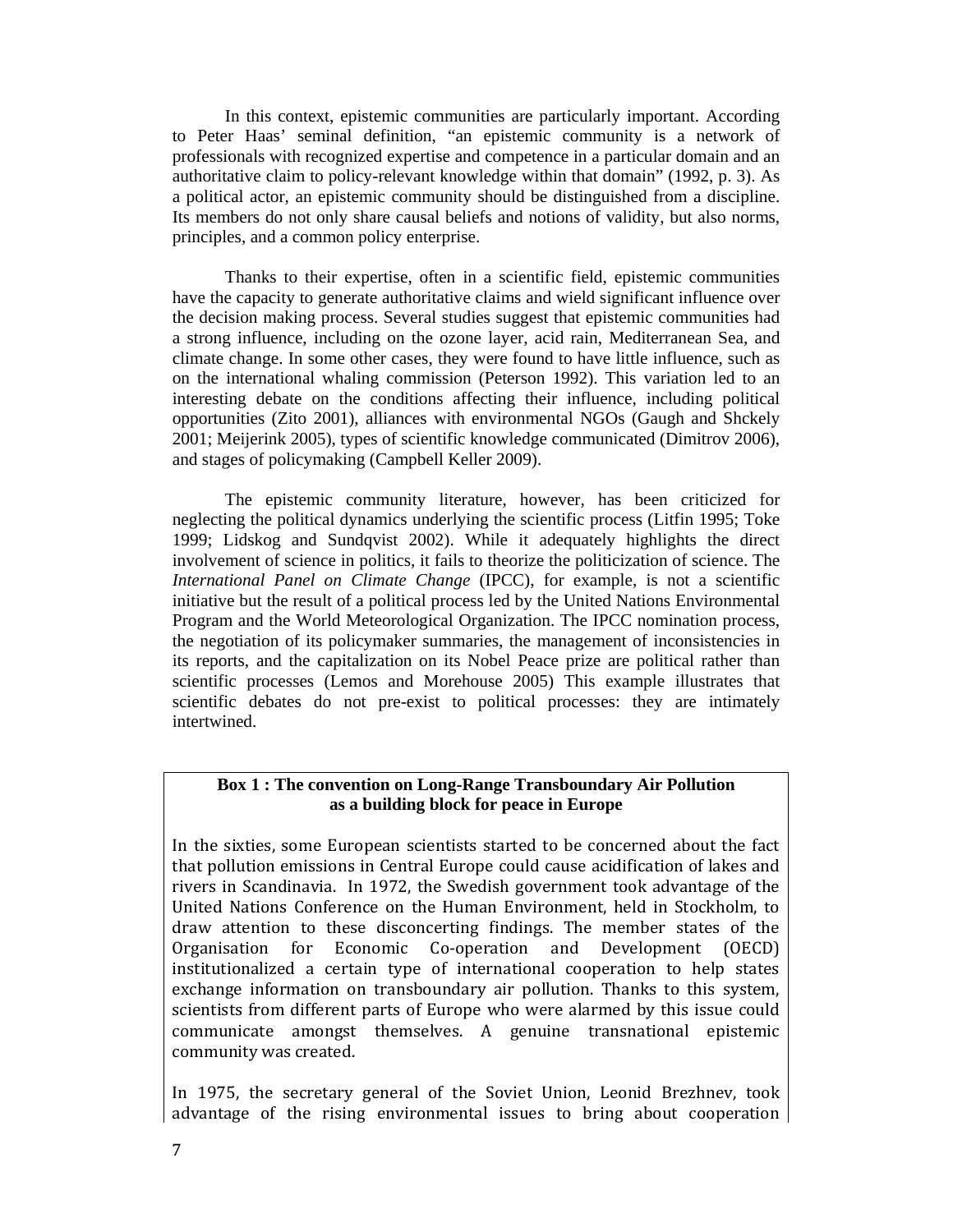In this context, epistemic communities are particularly important. According to Peter Haas' seminal definition, "an epistemic community is a network of professionals with recognized expertise and competence in a particular domain and an authoritative claim to policy-relevant knowledge within that domain" (1992, p. 3). As a political actor, an epistemic community should be distinguished from a discipline. Its members do not only share causal beliefs and notions of validity, but also norms, principles, and a common policy enterprise.

Thanks to their expertise, often in a scientific field, epistemic communities have the capacity to generate authoritative claims and wield significant influence over the decision making process. Several studies suggest that epistemic communities had a strong influence, including on the ozone layer, acid rain, Mediterranean Sea, and climate change. In some other cases, they were found to have little influence, such as on the international whaling commission (Peterson 1992). This variation led to an interesting debate on the conditions affecting their influence, including political opportunities (Zito 2001), alliances with environmental NGOs (Gaugh and Shckely 2001; Meijerink 2005), types of scientific knowledge communicated (Dimitrov 2006), and stages of policymaking (Campbell Keller 2009).

The epistemic community literature, however, has been criticized for neglecting the political dynamics underlying the scientific process (Litfin 1995; Toke 1999; Lidskog and Sundqvist 2002). While it adequately highlights the direct involvement of science in politics, it fails to theorize the politicization of science. The *International Panel on Climate Change* (IPCC), for example, is not a scientific initiative but the result of a political process led by the United Nations Environmental Program and the World Meteorological Organization. The IPCC nomination process, the negotiation of its policymaker summaries, the management of inconsistencies in its reports, and the capitalization on its Nobel Peace prize are political rather than scientific processes (Lemos and Morehouse 2005) This example illustrates that scientific debates do not pre-exist to political processes: they are intimately intertwined.

**Box 1 : The convention on Long-Range Transboundary Air Pollution as a building block for peace in Europe**

In the sixties, some European scientists started to be concerned about the fact that pollution emissions in Central Europe could cause acidification of lakes and rivers in Scandinavia. In 1972, the Swedish government took advantage of the United Nations Conference on the Human Environment, held in Stockholm, to draw attention to these disconcerting findings. The member states of the Organisation for Economic Co-operation and Development (OECD) institutionalized a certain type of international cooperation to help states exchange information on transboundary air pollution. Thanks to this system, scientists from different parts of Europe who were alarmed by this issue could communicate amongst themselves. A genuine transnational epistemic community was created.

In 1975, the secretary general of the Soviet Union, Leonid Brezhnev, took advantage of the rising environmental issues to bring about cooperation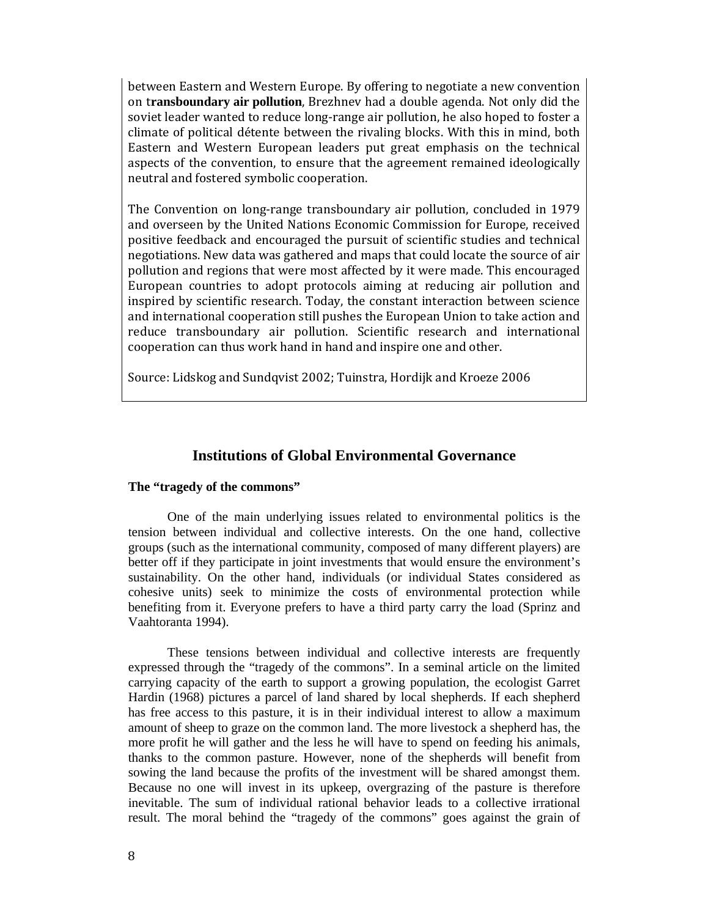between Eastern and Western Europe. By offering to negotiate a new convention on t**ransboundary air pollution**, Brezhnev had a double agenda. Not only did the soviet leader wanted to reduce long-range air pollution, he also hoped to foster a climate of political détente between the rivaling blocks. With this in mind, both Eastern and Western European leaders put great emphasis on the technical aspects of the convention, to ensure that the agreement remained ideologically neutral and fostered symbolic cooperation.

The Convention on long-range transboundary air pollution, concluded in 1979 and overseen by the United Nations Economic Commission for Europe, received positive feedback and encouraged the pursuit of scientific studies and technical negotiations. New data was gathered and maps that could locate the source of air pollution and regions that were most affected by it were made. This encouraged European countries to adopt protocols aiming at reducing air pollution and inspired by scientific research. Today, the constant interaction between science and international cooperation still pushes the European Union to take action and reduce transboundary air pollution. Scientific research and international cooperation can thus work hand in hand and inspire one and other.

Source: Lidskog and Sundqvist 2002; Tuinstra, Hordijk and Kroeze 2006

## Institutions of Global Environmental Governance

### The "tragedy of the commons"

One of the main underlying issues related to environmental politics is the tension between individual and collective interests. On the one hand, collective groups (such as the international community, composed of many different players) are better off if they participate in joint investments that would ensure the environment's sustainability. On the other hand, individuals (or individual States considered as cohesive units) seek to minimize the costs of environmental protection while benefiting from it. Everyone prefers to have a third party carry the load (Sprinz and Vaahtoranta 1994).

These tensions between individual and collective interests are frequently expressed through the "tragedy of the commons". In a seminal article on the limited carrying capacity of the earth to support a growing population, the ecologist Garret Hardin (1968) pictures a parcel of land shared by local shepherds. If each shepherd has free access to this pasture, it is in their individual interest to allow a maximum amount of sheep to graze on the common land. The more livestock a shepherd has, the more profit he will gather and the less he will have to spend on feeding his animals, thanks to the common pasture. However, none of the shepherds will benefit from sowing the land because the profits of the investment will be shared amongst them. Because no one will invest in its upkeep, overgrazing of the pasture is therefore inevitable. The sum of individual rational behavior leads to a collective irrational result. The moral behind the "tragedy of the commons" goes against the grain of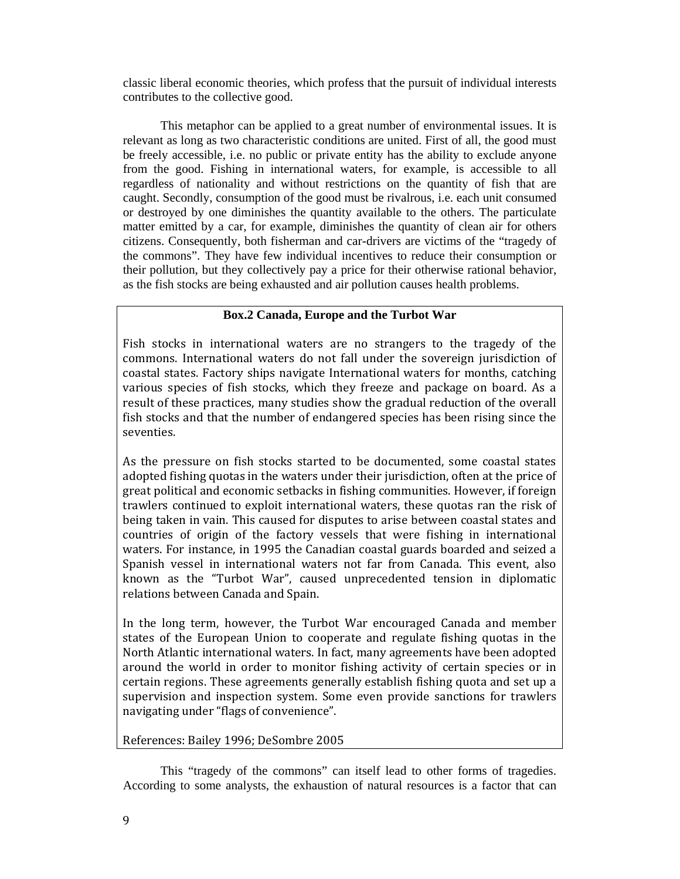classic liberal economic theories, which profess that the pursuit of individual interests contributes to the collective good.

This metaphor can be applied to a great number of environmental issues. It is relevant as long as two characteristic conditions are united. First of all, the good must be freely accessible, i.e. no public or private entity has the ability to exclude anyone from the good. Fishing in international waters, for example, is accessible to all regardless of nationality and without restrictions on the quantity of fish that are caught. Secondly, consumption of the good must be rivalrous, i.e. each unit consumed or destroyed by one diminishes the quantity available to the others. The particulate matter emitted by a car, for example, diminishes the quantity of clean air for others citizens. Consequently, both fisherman and car-drivers are victims of the "tragedy of the commons". They have few individual incentives to reduce their consumption or their pollution, but they collectively pay a price for their otherwise rational behavior, as the fish stocks are being exhausted and air pollution causes health problems.

**Box.2 Canada, Europe and the Turbot War**

Fish stocks in international waters are no strangers to the tragedy of the commons. International waters do not fall under the sovereign jurisdiction of coastal states. Factory ships navigate International waters for months, catching various species of fish stocks, which they freeze and package on board. As a result of these practices, many studies show the gradual reduction of the overall fish stocks and that the number of endangered species has been rising since the seventies.

As the pressure on fish stocks started to be documented, some coastal states adopted fishing quotas in the waters under their jurisdiction, often at the price of great political and economic setbacks in fishing communities. However, if foreign trawlers continued to exploit international waters, these quotas ran the risk of being taken in vain. This caused for disputes to arise between coastal states and countries of origin of the factory vessels that were fishing in international waters. For instance, in 1995 the Canadian coastal guards boarded and seized a Spanish vessel in international waters not far from Canada. This event, also known as the "Turbot War", caused unprecedented tension in diplomatic relations between Canada and Spain.

In the long term, however, the Turbot War encouraged Canada and member states of the European Union to cooperate and regulate fishing quotas in the North Atlantic international waters. In fact, many agreements have been adopted around the world in order to monitor fishing activity of certain species or in certain regions. These agreements generally establish fishing quota and set up a supervision and inspection system. Some even provide sanctions for trawlers navigating under "flags of convenience".

References: Bailey 1996; DeSombre 2005

This "tragedy of the commons" can itself lead to other forms of tragedies. According to some analysts, the exhaustion of natural resources is a factor that can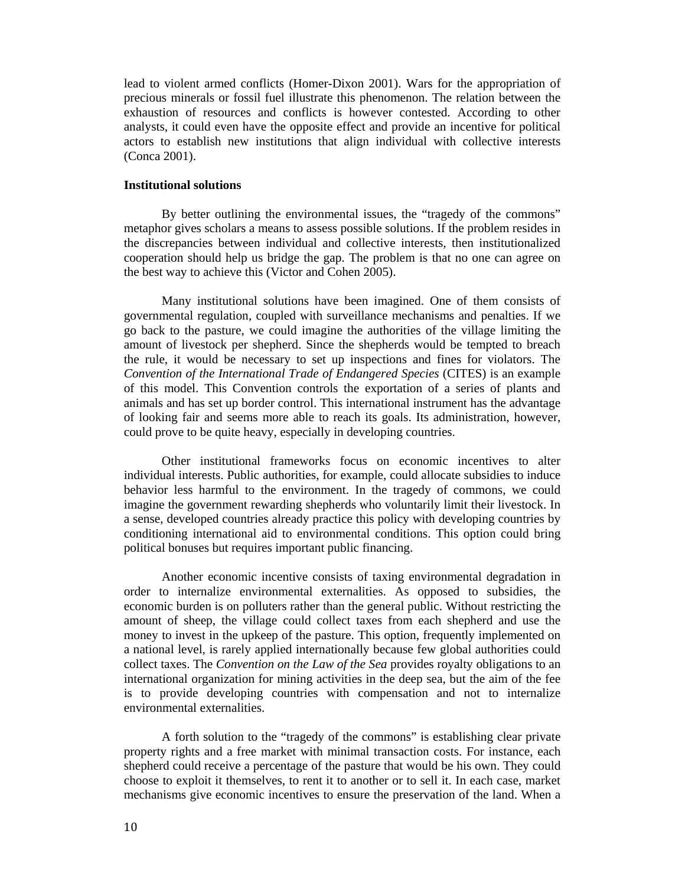lead to violent armed conflicts (Homer-Dixon 2001). Wars for the appropriation of precious minerals or fossil fuel illustrate this phenomenon. The relation between the exhaustion of resources and conflicts is however contested. According to other analysts, it could even have the opposite effect and provide an incentive for political actors to establish new institutions that align individual with collective interests (Conca 2001).

**Institutional solutions**

By better outlining the environmental issues, the "tragedy of the commons" metaphor gives scholars a means to assess possible solutions. If the problem resides in the discrepancies between individual and collective interests, then institutionalized cooperation should help us bridge the gap. The problem is that no one can agree on the best way to achieve this (Victor and Cohen 2005).

Many institutional solutions have been imagined. One of them consists of governmental regulation, coupled with surveillance mechanisms and penalties. If we go back to the pasture, we could imagine the authorities of the village limiting the amount of livestock per shepherd. Since the shepherds would be tempted to breach the rule, it would be necessary to set up inspections and fines for violators. The *Convention of the International Trade of Endangered Species* (CITES) is an example of this model. This Convention controls the exportation of a series of plants and animals and has set up border control. This international instrument has the advantage of looking fair and seems more able to reach its goals. Its administration, however, could prove to be quite heavy, especially in developing countries.

Other institutional frameworks focus on economic incentives to alter individual interests. Public authorities, for example, could allocate subsidies to induce behavior less harmful to the environment. In the tragedy of commons, we could imagine the government rewarding shepherds who voluntarily limit their livestock. In a sense, developed countries already practice this policy with developing countries by conditioning international aid to environmental conditions. This option could bring political bonuses but requires important public financing.

Another economic incentive consists of taxing environmental degradation in order to internalize environmental externalities. As opposed to subsidies, the economic burden is on polluters rather than the general public. Without restricting the amount of sheep, the village could collect taxes from each shepherd and use the money to invest in the upkeep of the pasture. This option, frequently implemented on a national level, is rarely applied internationally because few global authorities could collect taxes. The *Convention on the Law of the Sea* provides royalty obligations to an international organization for mining activities in the deep sea, but the aim of the fee is to provide developing countries with compensation and not to internalize environmental externalities.

A forth solution to the "tragedy of the commons" is establishing clear private property rights and a free market with minimal transaction costs. For instance, each shepherd could receive a percentage of the pasture that would be his own. They could choose to exploit it themselves, to rent it to another or to sell it. In each case, market mechanisms give economic incentives to ensure the preservation of the land. When a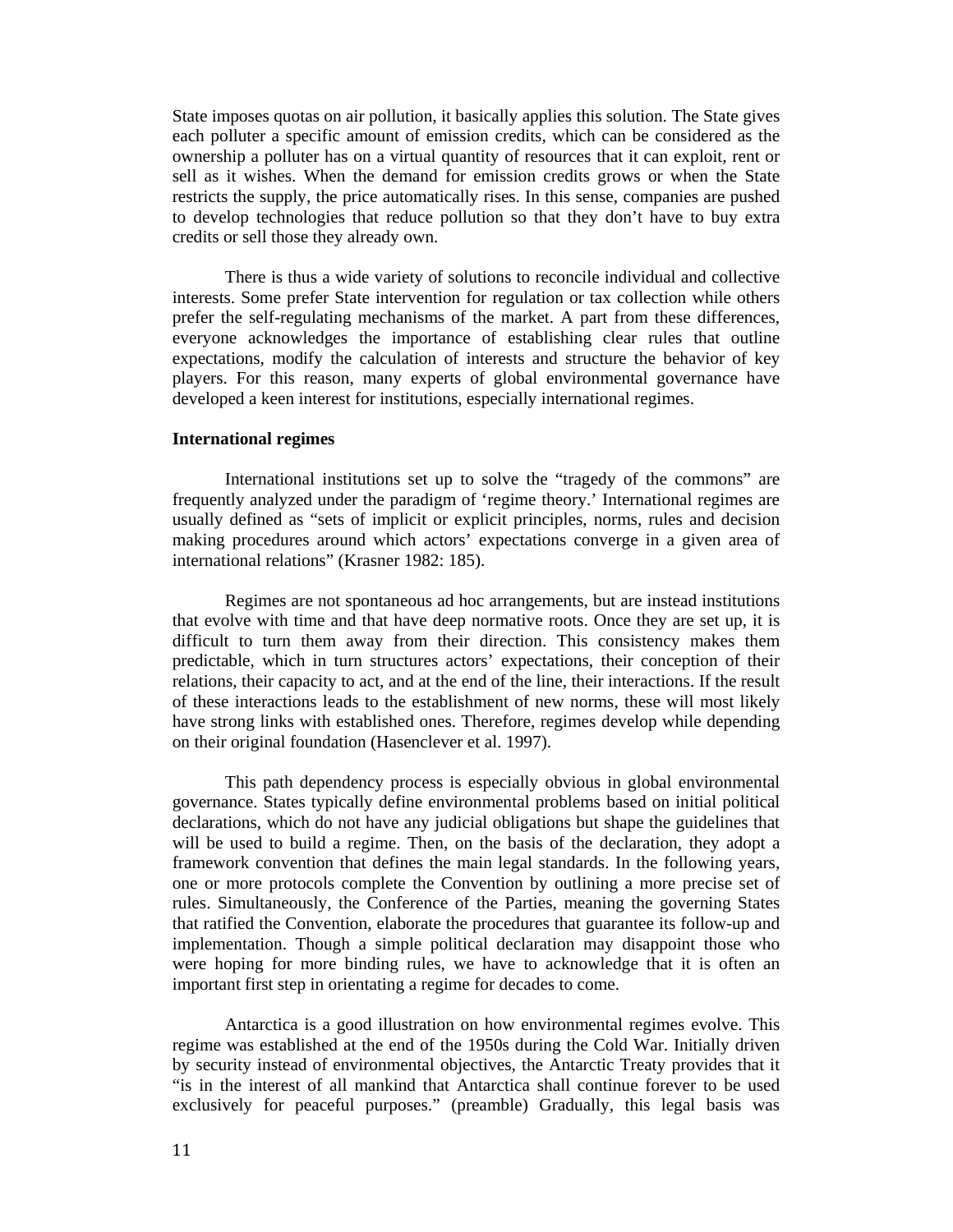State imposes quotas on air pollution, it basically applies this solution. The State gives each polluter a specific amount of emission credits, which can be considered as the ownership a polluter has on a virtual quantity of resources that it can exploit, rent or sell as it wishes. When the demand for emission credits grows or when the State restricts the supply, the price automatically rises. In this sense, companies are pushed to develop technologies that reduce pollution so that they don't have to buy extra credits or sell those they already own.

There is thus a wide variety of solutions to reconcile individual and collective interests. Some prefer State intervention for regulation or tax collection while others prefer the self-regulating mechanisms of the market. A part from these differences, everyone acknowledges the importance of establishing clear rules that outline expectations, modify the calculation of interests and structure the behavior of key players. For this reason, many experts of global environmental governance have developed a keen interest for institutions, especially international regimes.

**International regimes**

International institutions set up to solve the "tragedy of the commons" are frequently analyzed under the paradigm of 'regime theory.' International regimes are usually defined as "sets of implicit or explicit principles, norms, rules and decision making procedures around which actors' expectations converge in a given area of international relations" (Krasner 1982: 185).

Regimes are not spontaneous ad hoc arrangements, but are instead institutions that evolve with time and that have deep normative roots. Once they are set up, it is difficult to turn them away from their direction. This consistency makes them predictable, which in turn structures actors' expectations, their conception of their relations, their capacity to act, and at the end of the line, their interactions. If the result of these interactions leads to the establishment of new norms, these will most likely have strong links with established ones. Therefore, regimes develop while depending on their original foundation (Hasenclever et al. 1997).

This path dependency process is especially obvious in global environmental governance. States typically define environmental problems based on initial political declarations, which do not have any judicial obligations but shape the guidelines that will be used to build a regime. Then, on the basis of the declaration, they adopt a framework convention that defines the main legal standards. In the following years, one or more protocols complete the Convention by outlining a more precise set of rules. Simultaneously, the Conference of the Parties, meaning the governing States that ratified the Convention, elaborate the procedures that guarantee its follow-up and implementation. Though a simple political declaration may disappoint those who were hoping for more binding rules, we have to acknowledge that it is often an important first step in orientating a regime for decades to come.

Antarctica is a good illustration on how environmental regimes evolve. This regime was established at the end of the 1950s during the Cold War. Initially driven by security instead of environmental objectives, the Antarctic Treaty provides that it "is in the interest of all mankind that Antarctica shall continue forever to be used exclusively for peaceful purposes." (preamble) Gradually, this legal basis was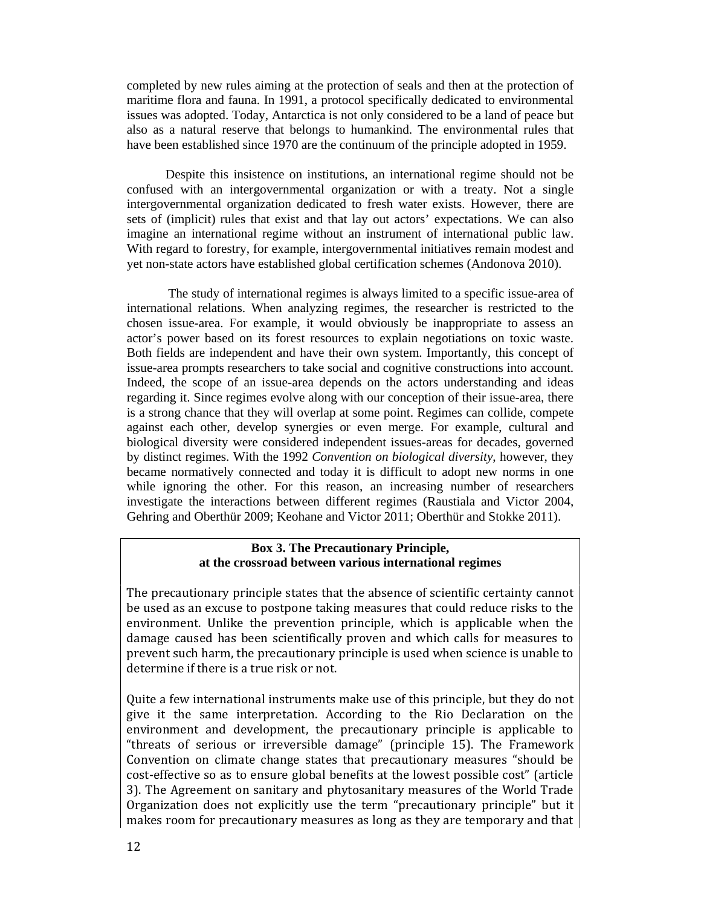completed by new rules aiming at the protection of seals and then at the protection of maritime flora and fauna. In 1991, a protocol specifically dedicated to environmental issues was adopted. Today, Antarctica is not only considered to be a land of peace but also as a natural reserve that belongs to humankind. The environmental rules that have been established since 1970 are the continuum of the principle adopted in 1959.

Despite this insistence on institutions, an international regime should not be confused with an intergovernmental organization or with a treaty. Not a single intergovernmental organization dedicated to fresh water exists. However, there are sets of (implicit) rules that exist and that lay out actors' expectations. We can also imagine an international regime without an instrument of international public law. With regard to forestry, for example, intergovernmental initiatives remain modest and yet non-state actors have established global certification schemes (Andonova 2010).

The study of international regimes is always limited to a specific issue-area of international relations. When analyzing regimes, the researcher is restricted to the chosen issue-area. For example, it would obviously be inappropriate to assess an actor's power based on its forest resources to explain negotiations on toxic waste. Both fields are independent and have their own system. Importantly, this concept of issue-area prompts researchers to take social and cognitive constructions into account. Indeed, the scope of an issue-area depends on the actors understanding and ideas regarding it. Since regimes evolve along with our conception of their issue-area, there is a strong chance that they will overlap at some point. Regimes can collide, compete against each other, develop synergies or even merge. For example, cultural and biological diversity were considered independent issues-areas for decades, governed by distinct regimes. With the 1992 *Convention on biological diversity*, however, they became normatively connected and today it is difficult to adopt new norms in one while ignoring the other. For this reason, an increasing number of researchers investigate the interactions between different regimes (Raustiala and Victor 2004, Gehring and Oberthür 2009; Keohane and Victor 2011; Oberthür and Stokke 2011).

**Box 3. The Precautionary Principle, at the crossroad between various international regimes**

The precautionary principle states that the absence of scientific certainty cannot be used as an excuse to postpone taking measures that could reduce risks to the environment. Unlike the prevention principle, which is applicable when the damage caused has been scientifically proven and which calls for measures to prevent such harm, the precautionary principle is used when science is unable to determine if there is a true risk or not.

Quite a few international instruments make use of this principle, but they do not give it the same interpretation. According to the Rio Declaration on the environment and development, the precautionary principle is applicable to "threats of serious or irreversible damage" (principle 15). The Framework Convention on climate change states that precautionary measures "should be cost-effective so as to ensure global benefits at the lowest possible cost" (article 3). The Agreement on sanitary and phytosanitary measures of the World Trade Organization does not explicitly use the term "precautionary principle" but it makes room for precautionary measures as long as they are temporary and that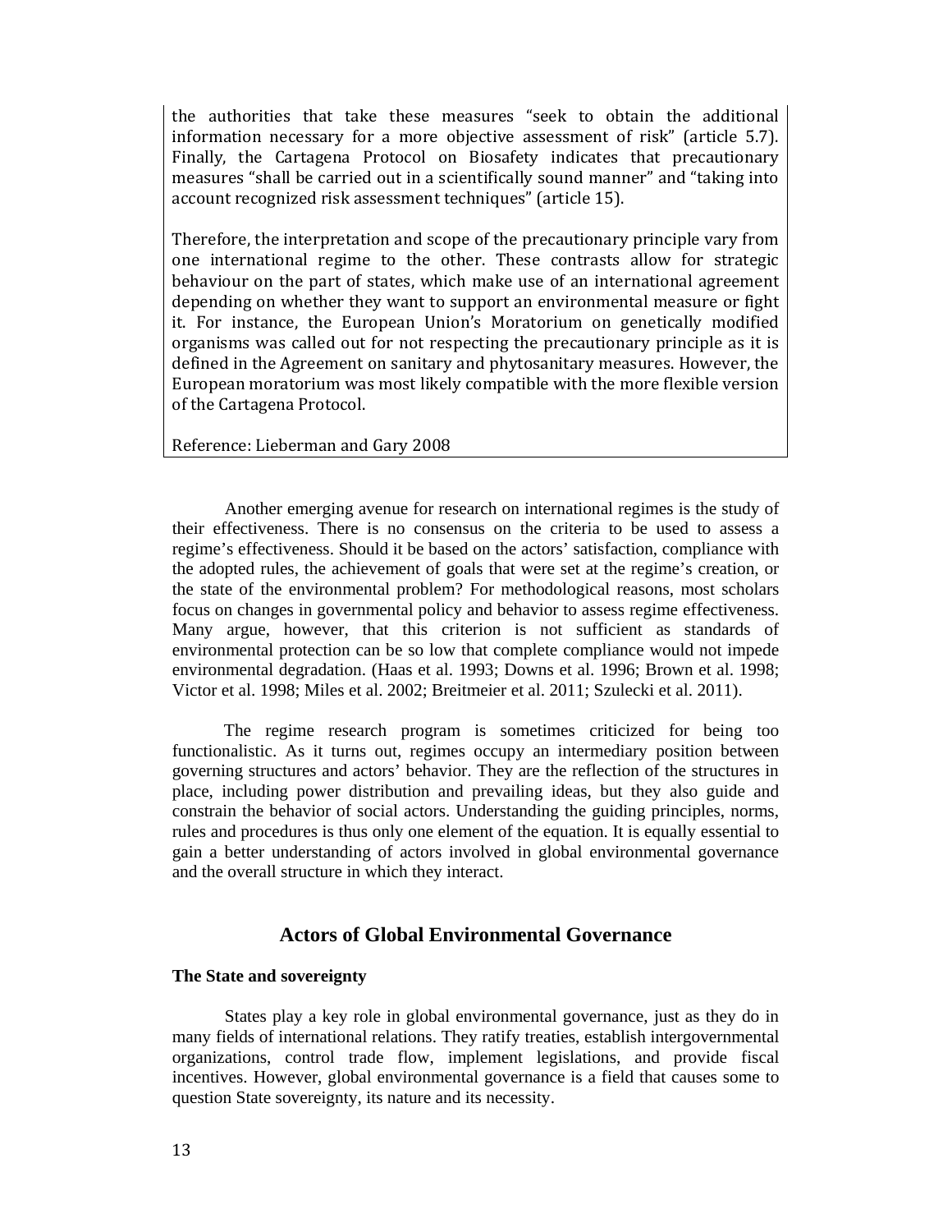the authorities that take these measures "seek to obtain the additional information necessary for a more objective assessment of risk" (article 5.7). Finally, the Cartagena Protocol on Biosafety indicates that precautionary measures "shall be carried out in a scientifically sound manner" and "taking into account recognized risk assessment techniques" (article 15).

Therefore, the interpretation and scope of the precautionary principle vary from one international regime to the other. These contrasts allow for strategic behaviour on the part of states, which make use of an international agreement depending on whether they want to support an environmental measure or fight it. For instance, the European Union's Moratorium on genetically modified organisms was called out for not respecting the precautionary principle as it is defined in the Agreement on sanitary and phytosanitary measures. However, the European moratorium was most likely compatible with the more flexible version of the Cartagena Protocol.

Reference: Lieberman and Gary 2008

Another emerging avenue for research on international regimes is the study of their effectiveness. There is no consensus on the criteria to be used to assess a regime's effectiveness. Should it be based on the actors' satisfaction, compliance with the adopted rules, the achievement of goals that were set at the regime's creation, or the state of the environmental problem? For methodological reasons, most scholars focus on changes in governmental policy and behavior to assess regime effectiveness. Many argue, however, that this criterion is not sufficient as standards of environmental protection can be so low that complete compliance would not impede environmental degradation. (Haas et al. 1993; Downs et al. 1996; Brown et al. 1998; Victor et al. 1998; Miles et al. 2002; Breitmeier et al. 2011; Szulecki et al. 2011).

The regime research program is sometimes criticized for being too functionalistic. As it turns out, regimes occupy an intermediary position between governing structures and actors' behavior. They are the reflection of the structures in place, including power distribution and prevailing ideas, but they also guide and constrain the behavior of social actors. Understanding the guiding principles, norms, rules and procedures is thus only one element of the equation. It is equally essential to gain a better understanding of actors involved in global environmental governance and the overall structure in which they interact.

## Actors of Global Environmental Governance

### The State and sovereignty

States play a key role in global environmental governance, just as they do in many fields of international relations. They ratify treaties, establish intergovernmental organizations, control trade flow, implement legislations, and provide fiscal incentives. However, global environmental governance is a field that causes some to question State sovereignty, its nature and its necessity.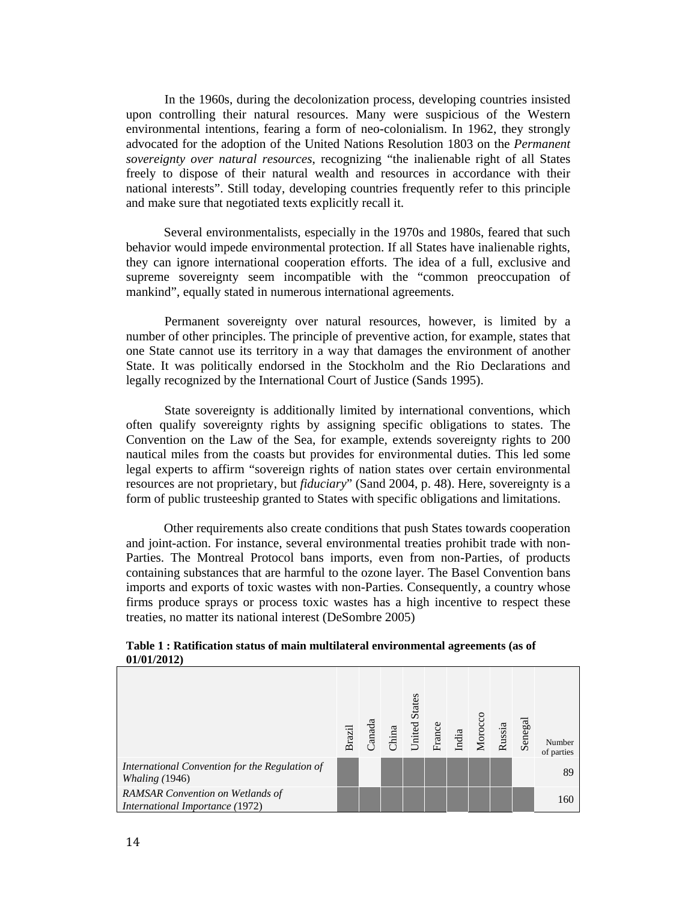In the 1960s, during the decolonization process, developing countries insisted upon controlling their natural resources. Many were suspicious of the Western environmental intentions, fearing a form of neo-colonialism. In 1962, they strongly advocated for the adoption of the United Nations Resolution 1803 on the *Permanent sovereignty over natural resources*, recognizing "the inalienable right of all States freely to dispose of their natural wealth and resources in accordance with their national interests". Still today, developing countries frequently refer to this principle and make sure that negotiated texts explicitly recall it.

Several environmentalists, especially in the 1970s and 1980s, feared that such behavior would impede environmental protection. If all States have inalienable rights, they can ignore international cooperation efforts. The idea of a full, exclusive and supreme sovereignty seem incompatible with the "common preoccupation of mankind", equally stated in numerous international agreements.

Permanent sovereignty over natural resources, however, is limited by a number of other principles. The principle of preventive action, for example, states that one State cannot use its territory in a way that damages the environment of another State. It was politically endorsed in the Stockholm and the Rio Declarations and legally recognized by the International Court of Justice (Sands 1995).

State sovereignty is additionally limited by international conventions, which often qualify sovereignty rights by assigning specific obligations to states. The Convention on the Law of the Sea, for example, extends sovereignty rights to 200 nautical miles from the coasts but provides for environmental duties. This led some legal experts to affirm "sovereign rights of nation states over certain environmental resources are not proprietary, but *fiduciary*" (Sand 2004, p. 48). Here, sovereignty is a form of public trusteeship granted to States with specific obligations and limitations.

Other requirements also create conditions that push States towards cooperation and joint-action. For instance, several environmental treaties prohibit trade with non-Parties. The Montreal Protocol bans imports, even from non-Parties, of products containing substances that are harmful to the ozone layer. The Basel Convention bans imports and exports of toxic wastes with non-Parties. Consequently, a country whose firms produce sprays or process toxic wastes has a high incentive to respect these treaties, no matter its national interest (DeSombre 2005)

**Table 1 : Ratification status of main multilateral environmental agreements (as of 01/01/2012)**

| | Brazil | Canada | China | United States | France | India | Morocco | Russia | Senegal | Number of parties |
|---|---|---|---|---|---|---|---|---|---|---|
| *International Convention for the Regulation of Whaling (*1946) | X | | X | X | X | X | X | X | | 89 |
| *RAMSAR Convention on Wetlands of International Importance (*1972) | X | X | X | X | X | X | X | X | X | 160 |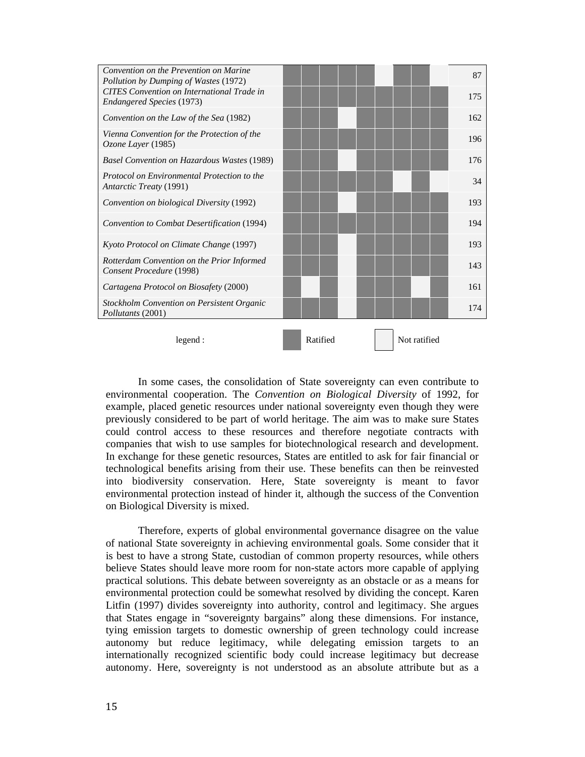| | | | | | | | | | | |
|---|---|---|---|---|---|---|---|---|---|---|
| *Convention on the Prevention on Marine Pollution by Dumping of Wastes* (1972) | ■ | ■ | ■ | ■ | ■ | □ | ■ | ■ | □ | 87 |
| *CITES Convention on International Trade in Endangered Species* (1973) | ■ | ■ | ■ | ■ | ■ | ■ | ■ | ■ | ■ | 175 |
| *Convention on the Law of the Sea* (1982) | ■ | ■ | ■ | □ | ■ | ■ | ■ | ■ | ■ | 162 |
| *Vienna Convention for the Protection of the Ozone Layer* (1985) | ■ | ■ | ■ | ■ | ■ | ■ | ■ | ■ | ■ | 196 |
| *Basel Convention on Hazardous Wastes* (1989) | ■ | ■ | ■ | □ | ■ | ■ | ■ | ■ | ■ | 176 |
| *Protocol on Environmental Protection to the Antarctic Treaty* (1991) | ■ | ■ | ■ | ■ | ■ | ■ | □ | ■ | □ | 34 |
| *Convention on biological Diversity* (1992) | ■ | ■ | ■ | □ | ■ | ■ | ■ | ■ | ■ | 193 |
| *Convention to Combat Desertification* (1994) | ■ | ■ | ■ | ■ | ■ | ■ | ■ | ■ | ■ | 194 |
| *Kyoto Protocol on Climate Change* (1997) | ■ | ■ | ■ | □ | ■ | ■ | ■ | ■ | ■ | 193 |
| *Rotterdam Convention on the Prior Informed Consent Procedure* (1998) | ■ | ■ | ■ | □ | ■ | ■ | ■ | ■ | ■ | 143 |
| *Cartagena Protocol on Biosafety* (2000) | ■ | □ | ■ | □ | ■ | ■ | ■ | □ | ■ | 161 |
| *Stockholm Convention on Persistent Organic Pollutants* (2001) | ■ | ■ | ■ | □ | ■ | ■ | ■ | ■ | ■ | 174 |

legend : ■ Ratified □ Not ratified

In some cases, the consolidation of State sovereignty can even contribute to environmental cooperation. The *Convention on Biological Diversity* of 1992, for example, placed genetic resources under national sovereignty even though they were previously considered to be part of world heritage. The aim was to make sure States could control access to these resources and therefore negotiate contracts with companies that wish to use samples for biotechnological research and development. In exchange for these genetic resources, States are entitled to ask for fair financial or technological benefits arising from their use. These benefits can then be reinvested into biodiversity conservation. Here, State sovereignty is meant to favor environmental protection instead of hinder it, although the success of the Convention on Biological Diversity is mixed.

Therefore, experts of global environmental governance disagree on the value of national State sovereignty in achieving environmental goals. Some consider that it is best to have a strong State, custodian of common property resources, while others believe States should leave more room for non-state actors more capable of applying practical solutions. This debate between sovereignty as an obstacle or as a means for environmental protection could be somewhat resolved by dividing the concept. Karen Litfin (1997) divides sovereignty into authority, control and legitimacy. She argues that States engage in "sovereignty bargains" along these dimensions. For instance, tying emission targets to domestic ownership of green technology could increase autonomy but reduce legitimacy, while delegating emission targets to an internationally recognized scientific body could increase legitimacy but decrease autonomy. Here, sovereignty is not understood as an absolute attribute but as a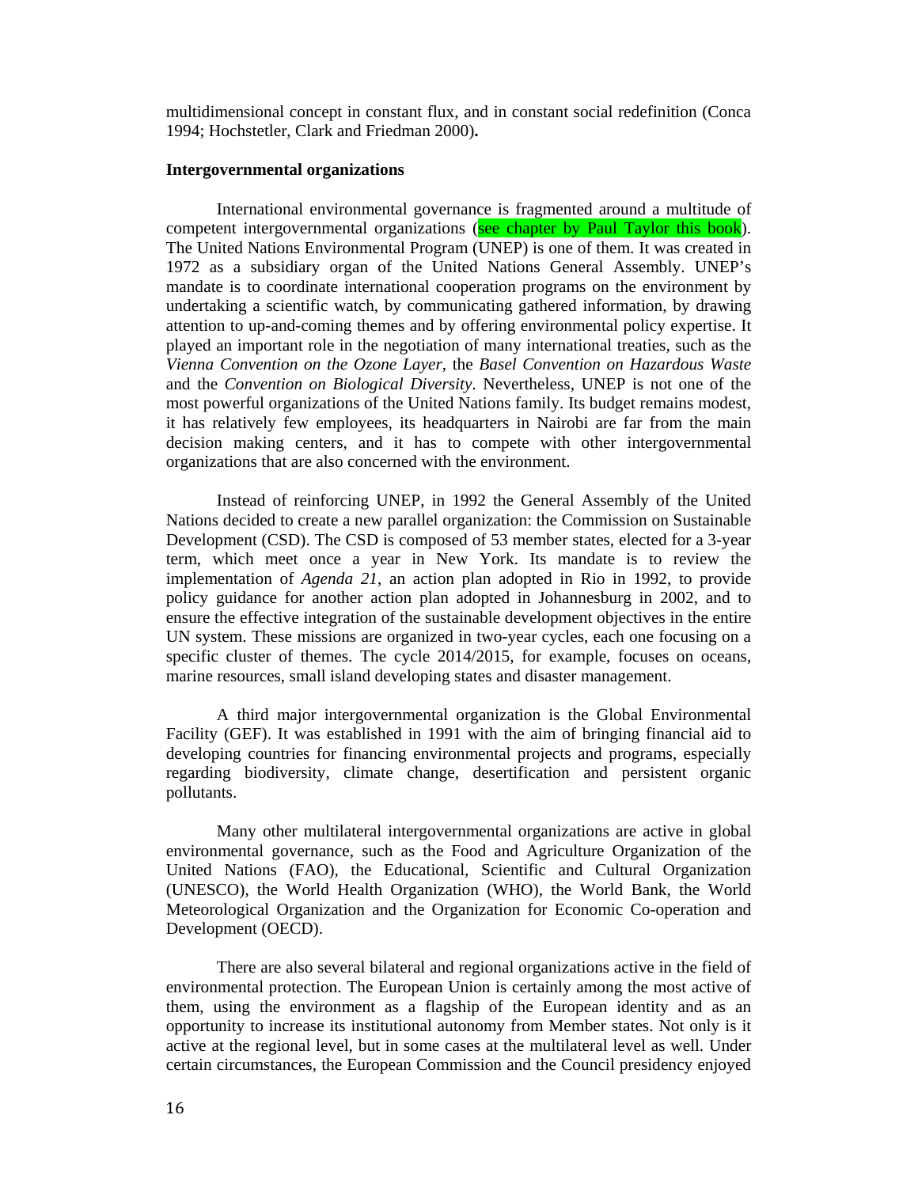multidimensional concept in constant flux, and in constant social redefinition (Conca 1994; Hochstetler, Clark and Friedman 2000).

**Intergovernmental organizations**

International environmental governance is fragmented around a multitude of competent intergovernmental organizations (see chapter by Paul Taylor this book). The United Nations Environmental Program (UNEP) is one of them. It was created in 1972 as a subsidiary organ of the United Nations General Assembly. UNEP's mandate is to coordinate international cooperation programs on the environment by undertaking a scientific watch, by communicating gathered information, by drawing attention to up-and-coming themes and by offering environmental policy expertise. It played an important role in the negotiation of many international treaties, such as the *Vienna Convention on the Ozone Layer*, the *Basel Convention on Hazardous Waste* and the *Convention on Biological Diversity*. Nevertheless, UNEP is not one of the most powerful organizations of the United Nations family. Its budget remains modest, it has relatively few employees, its headquarters in Nairobi are far from the main decision making centers, and it has to compete with other intergovernmental organizations that are also concerned with the environment.

Instead of reinforcing UNEP, in 1992 the General Assembly of the United Nations decided to create a new parallel organization: the Commission on Sustainable Development (CSD). The CSD is composed of 53 member states, elected for a 3-year term, which meet once a year in New York. Its mandate is to review the implementation of *Agenda 21*, an action plan adopted in Rio in 1992, to provide policy guidance for another action plan adopted in Johannesburg in 2002, and to ensure the effective integration of the sustainable development objectives in the entire UN system. These missions are organized in two-year cycles, each one focusing on a specific cluster of themes. The cycle 2014/2015, for example, focuses on oceans, marine resources, small island developing states and disaster management.

A third major intergovernmental organization is the Global Environmental Facility (GEF). It was established in 1991 with the aim of bringing financial aid to developing countries for financing environmental projects and programs, especially regarding biodiversity, climate change, desertification and persistent organic pollutants.

Many other multilateral intergovernmental organizations are active in global environmental governance, such as the Food and Agriculture Organization of the United Nations (FAO), the Educational, Scientific and Cultural Organization (UNESCO), the World Health Organization (WHO), the World Bank, the World Meteorological Organization and the Organization for Economic Co-operation and Development (OECD).

There are also several bilateral and regional organizations active in the field of environmental protection. The European Union is certainly among the most active of them, using the environment as a flagship of the European identity and as an opportunity to increase its institutional autonomy from Member states. Not only is it active at the regional level, but in some cases at the multilateral level as well. Under certain circumstances, the European Commission and the Council presidency enjoyed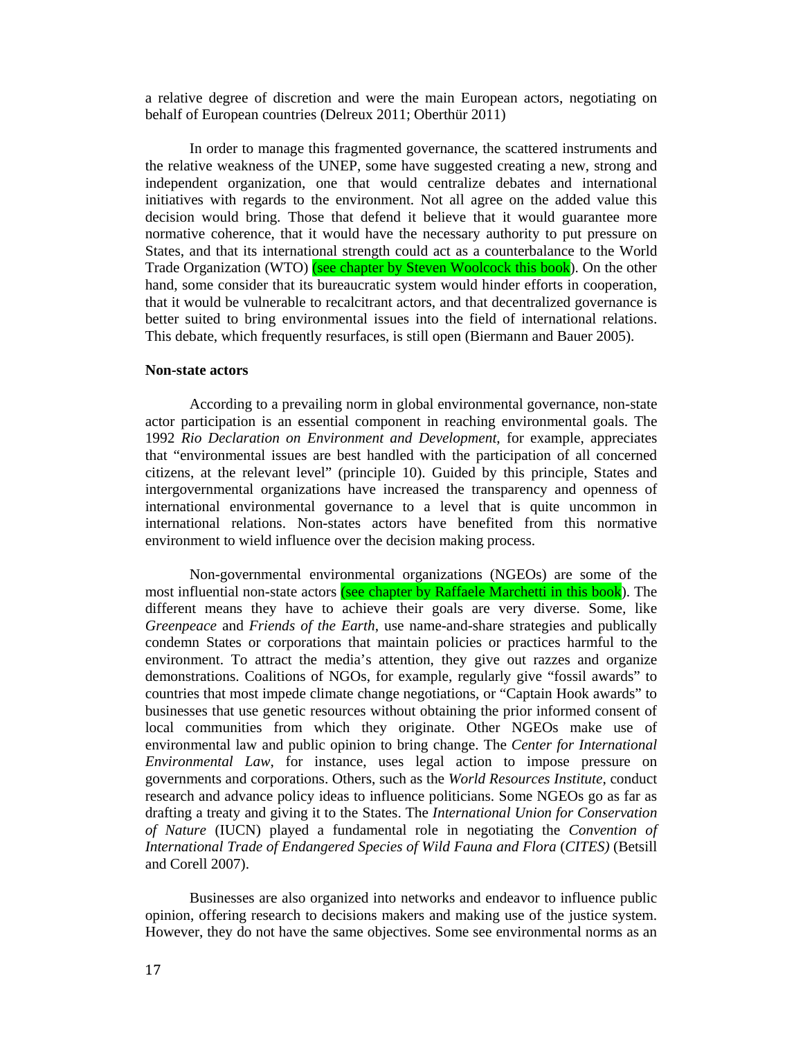a relative degree of discretion and were the main European actors, negotiating on behalf of European countries (Delreux 2011; Oberthür 2011)

In order to manage this fragmented governance, the scattered instruments and the relative weakness of the UNEP, some have suggested creating a new, strong and independent organization, one that would centralize debates and international initiatives with regards to the environment. Not all agree on the added value this decision would bring. Those that defend it believe that it would guarantee more normative coherence, that it would have the necessary authority to put pressure on States, and that its international strength could act as a counterbalance to the World Trade Organization (WTO) (see chapter by Steven Woolcock this book). On the other hand, some consider that its bureaucratic system would hinder efforts in cooperation, that it would be vulnerable to recalcitrant actors, and that decentralized governance is better suited to bring environmental issues into the field of international relations. This debate, which frequently resurfaces, is still open (Biermann and Bauer 2005).

**Non-state actors**

According to a prevailing norm in global environmental governance, non-state actor participation is an essential component in reaching environmental goals. The 1992 *Rio Declaration on Environment and Development*, for example, appreciates that "environmental issues are best handled with the participation of all concerned citizens, at the relevant level" (principle 10). Guided by this principle, States and intergovernmental organizations have increased the transparency and openness of international environmental governance to a level that is quite uncommon in international relations. Non-states actors have benefited from this normative environment to wield influence over the decision making process.

Non-governmental environmental organizations (NGEOs) are some of the most influential non-state actors (see chapter by Raffaele Marchetti in this book). The different means they have to achieve their goals are very diverse. Some, like *Greenpeace* and *Friends of the Earth*, use name-and-share strategies and publically condemn States or corporations that maintain policies or practices harmful to the environment. To attract the media's attention, they give out razzes and organize demonstrations. Coalitions of NGOs, for example, regularly give "fossil awards" to countries that most impede climate change negotiations, or "Captain Hook awards" to businesses that use genetic resources without obtaining the prior informed consent of local communities from which they originate. Other NGEOs make use of environmental law and public opinion to bring change. The *Center for International Environmental Law*, for instance, uses legal action to impose pressure on governments and corporations. Others, such as the *World Resources Institute*, conduct research and advance policy ideas to influence politicians. Some NGEOs go as far as drafting a treaty and giving it to the States. The *International Union for Conservation of Nature* (IUCN) played a fundamental role in negotiating the *Convention of International Trade of Endangered Species of Wild Fauna and Flora* (*CITES)* (Betsill and Corell 2007).

Businesses are also organized into networks and endeavor to influence public opinion, offering research to decisions makers and making use of the justice system. However, they do not have the same objectives. Some see environmental norms as an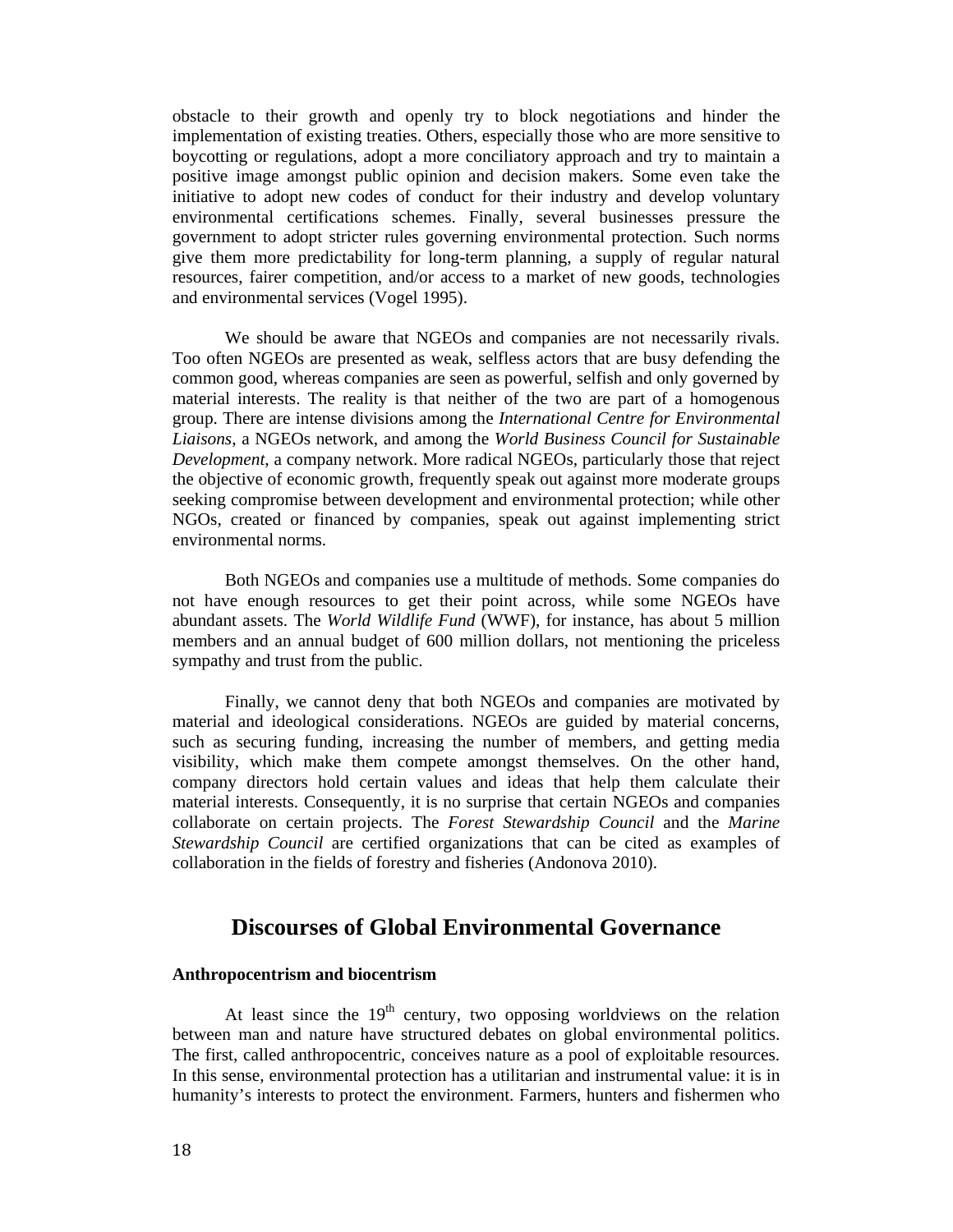obstacle to their growth and openly try to block negotiations and hinder the implementation of existing treaties. Others, especially those who are more sensitive to boycotting or regulations, adopt a more conciliatory approach and try to maintain a positive image amongst public opinion and decision makers. Some even take the initiative to adopt new codes of conduct for their industry and develop voluntary environmental certifications schemes. Finally, several businesses pressure the government to adopt stricter rules governing environmental protection. Such norms give them more predictability for long-term planning, a supply of regular natural resources, fairer competition, and/or access to a market of new goods, technologies and environmental services (Vogel 1995).

We should be aware that NGEOs and companies are not necessarily rivals. Too often NGEOs are presented as weak, selfless actors that are busy defending the common good, whereas companies are seen as powerful, selfish and only governed by material interests. The reality is that neither of the two are part of a homogenous group. There are intense divisions among the *International Centre for Environmental Liaisons*, a NGEOs network, and among the *World Business Council for Sustainable Development*, a company network. More radical NGEOs, particularly those that reject the objective of economic growth, frequently speak out against more moderate groups seeking compromise between development and environmental protection; while other NGOs, created or financed by companies, speak out against implementing strict environmental norms.

Both NGEOs and companies use a multitude of methods. Some companies do not have enough resources to get their point across, while some NGEOs have abundant assets. The *World Wildlife Fund* (WWF), for instance, has about 5 million members and an annual budget of 600 million dollars, not mentioning the priceless sympathy and trust from the public.

Finally, we cannot deny that both NGEOs and companies are motivated by material and ideological considerations. NGEOs are guided by material concerns, such as securing funding, increasing the number of members, and getting media visibility, which make them compete amongst themselves. On the other hand, company directors hold certain values and ideas that help them calculate their material interests. Consequently, it is no surprise that certain NGEOs and companies collaborate on certain projects. The *Forest Stewardship Council* and the *Marine Stewardship Council* are certified organizations that can be cited as examples of collaboration in the fields of forestry and fisheries (Andonova 2010).

## Discourses of Global Environmental Governance

### Anthropocentrism and biocentrism

At least since the 19th century, two opposing worldviews on the relation between man and nature have structured debates on global environmental politics. The first, called anthropocentric, conceives nature as a pool of exploitable resources. In this sense, environmental protection has a utilitarian and instrumental value: it is in humanity's interests to protect the environment. Farmers, hunters and fishermen who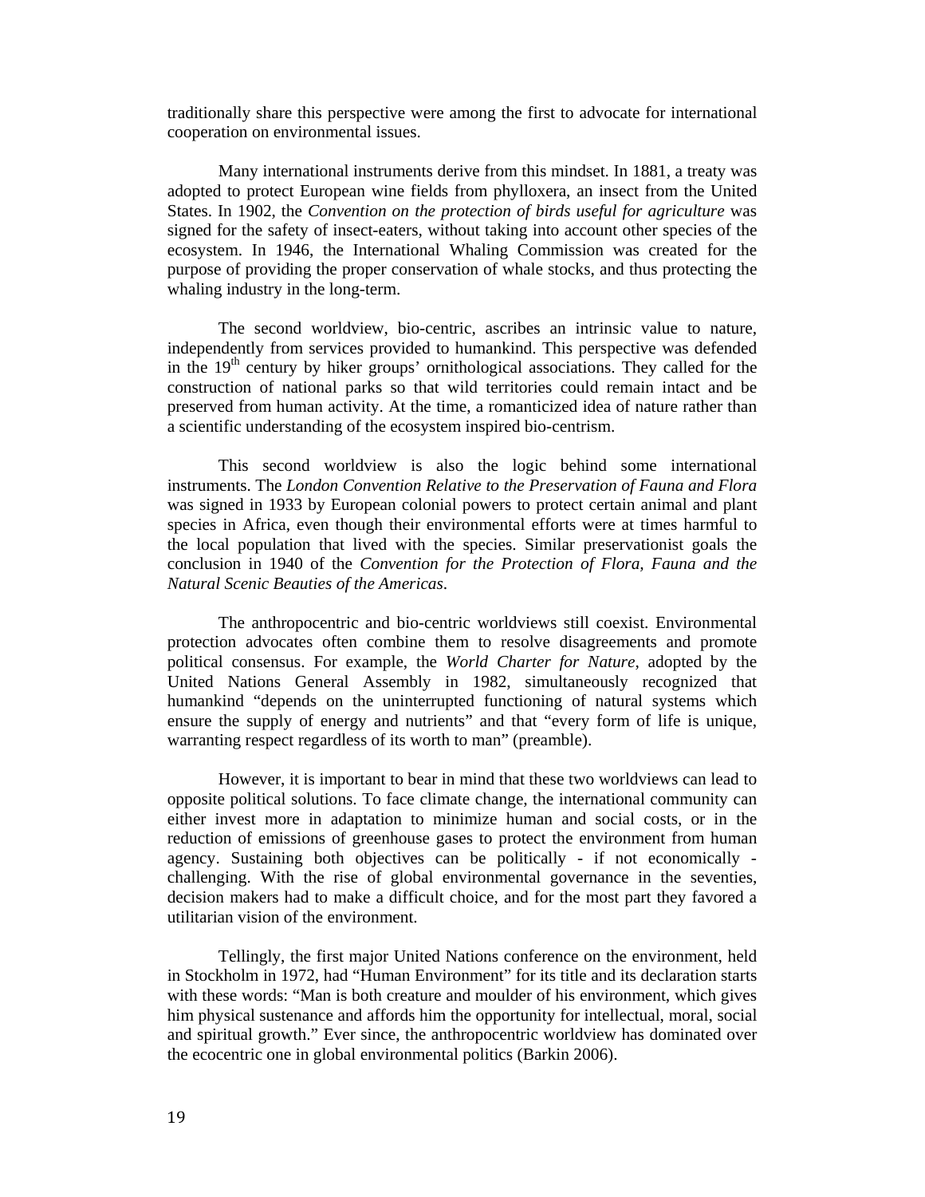traditionally share this perspective were among the first to advocate for international cooperation on environmental issues.

Many international instruments derive from this mindset. In 1881, a treaty was adopted to protect European wine fields from phylloxera, an insect from the United States. In 1902, the *Convention on the protection of birds useful for agriculture* was signed for the safety of insect-eaters, without taking into account other species of the ecosystem. In 1946, the International Whaling Commission was created for the purpose of providing the proper conservation of whale stocks, and thus protecting the whaling industry in the long-term.

The second worldview, bio-centric, ascribes an intrinsic value to nature, independently from services provided to humankind. This perspective was defended in the 19th century by hiker groups' ornithological associations. They called for the construction of national parks so that wild territories could remain intact and be preserved from human activity. At the time, a romanticized idea of nature rather than a scientific understanding of the ecosystem inspired bio-centrism.

This second worldview is also the logic behind some international instruments. The *London Convention Relative to the Preservation of Fauna and Flora* was signed in 1933 by European colonial powers to protect certain animal and plant species in Africa, even though their environmental efforts were at times harmful to the local population that lived with the species. Similar preservationist goals the conclusion in 1940 of the *Convention for the Protection of Flora, Fauna and the Natural Scenic Beauties of the Americas*.

The anthropocentric and bio-centric worldviews still coexist. Environmental protection advocates often combine them to resolve disagreements and promote political consensus. For example, the *World Charter for Nature*, adopted by the United Nations General Assembly in 1982, simultaneously recognized that humankind "depends on the uninterrupted functioning of natural systems which ensure the supply of energy and nutrients" and that "every form of life is unique, warranting respect regardless of its worth to man" (preamble).

However, it is important to bear in mind that these two worldviews can lead to opposite political solutions. To face climate change, the international community can either invest more in adaptation to minimize human and social costs, or in the reduction of emissions of greenhouse gases to protect the environment from human agency. Sustaining both objectives can be politically - if not economically - challenging. With the rise of global environmental governance in the seventies, decision makers had to make a difficult choice, and for the most part they favored a utilitarian vision of the environment.

Tellingly, the first major United Nations conference on the environment, held in Stockholm in 1972, had "Human Environment" for its title and its declaration starts with these words: "Man is both creature and moulder of his environment, which gives him physical sustenance and affords him the opportunity for intellectual, moral, social and spiritual growth." Ever since, the anthropocentric worldview has dominated over the ecocentric one in global environmental politics (Barkin 2006).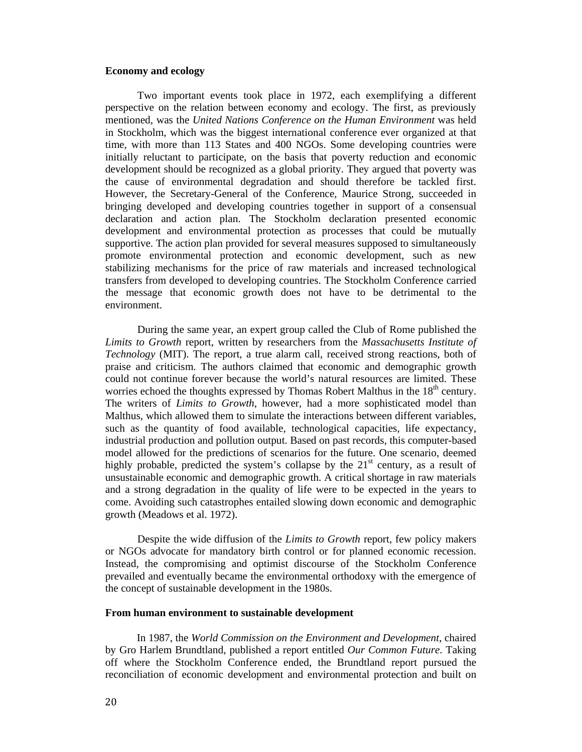**Economy and ecology**

Two important events took place in 1972, each exemplifying a different perspective on the relation between economy and ecology. The first, as previously mentioned, was the *United Nations Conference on the Human Environment* was held in Stockholm, which was the biggest international conference ever organized at that time, with more than 113 States and 400 NGOs. Some developing countries were initially reluctant to participate, on the basis that poverty reduction and economic development should be recognized as a global priority. They argued that poverty was the cause of environmental degradation and should therefore be tackled first. However, the Secretary-General of the Conference, Maurice Strong, succeeded in bringing developed and developing countries together in support of a consensual declaration and action plan. The Stockholm declaration presented economic development and environmental protection as processes that could be mutually supportive. The action plan provided for several measures supposed to simultaneously promote environmental protection and economic development, such as new stabilizing mechanisms for the price of raw materials and increased technological transfers from developed to developing countries. The Stockholm Conference carried the message that economic growth does not have to be detrimental to the environment.

During the same year, an expert group called the Club of Rome published the *Limits to Growth* report, written by researchers from the *Massachusetts Institute of Technology* (MIT). The report, a true alarm call, received strong reactions, both of praise and criticism. The authors claimed that economic and demographic growth could not continue forever because the world's natural resources are limited. These worries echoed the thoughts expressed by Thomas Robert Malthus in the 18th century. The writers of *Limits to Growth*, however, had a more sophisticated model than Malthus, which allowed them to simulate the interactions between different variables, such as the quantity of food available, technological capacities, life expectancy, industrial production and pollution output. Based on past records, this computer-based model allowed for the predictions of scenarios for the future. One scenario, deemed highly probable, predicted the system's collapse by the 21st century, as a result of unsustainable economic and demographic growth. A critical shortage in raw materials and a strong degradation in the quality of life were to be expected in the years to come. Avoiding such catastrophes entailed slowing down economic and demographic growth (Meadows et al. 1972).

Despite the wide diffusion of the *Limits to Growth* report, few policy makers or NGOs advocate for mandatory birth control or for planned economic recession. Instead, the compromising and optimist discourse of the Stockholm Conference prevailed and eventually became the environmental orthodoxy with the emergence of the concept of sustainable development in the 1980s.

**From human environment to sustainable development**

In 1987, the *World Commission on the Environment and Development*, chaired by Gro Harlem Brundtland, published a report entitled *Our Common Future*. Taking off where the Stockholm Conference ended, the Brundtland report pursued the reconciliation of economic development and environmental protection and built on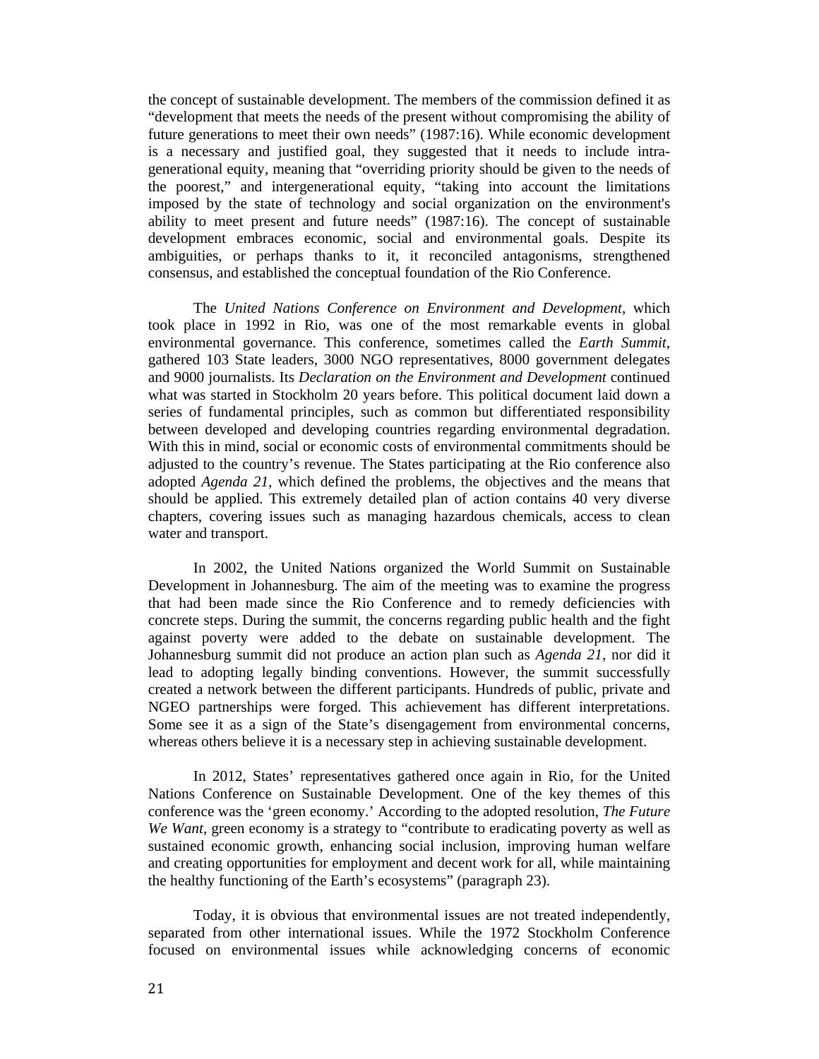the concept of sustainable development. The members of the commission defined it as "development that meets the needs of the present without compromising the ability of future generations to meet their own needs" (1987:16). While economic development is a necessary and justified goal, they suggested that it needs to include intra-generational equity, meaning that "overriding priority should be given to the needs of the poorest," and intergenerational equity, "taking into account the limitations imposed by the state of technology and social organization on the environment's ability to meet present and future needs" (1987:16). The concept of sustainable development embraces economic, social and environmental goals. Despite its ambiguities, or perhaps thanks to it, it reconciled antagonisms, strengthened consensus, and established the conceptual foundation of the Rio Conference.

The *United Nations Conference on Environment and Development*, which took place in 1992 in Rio, was one of the most remarkable events in global environmental governance. This conference, sometimes called the *Earth Summit*, gathered 103 State leaders, 3000 NGO representatives, 8000 government delegates and 9000 journalists. Its *Declaration on the Environment and Development* continued what was started in Stockholm 20 years before. This political document laid down a series of fundamental principles, such as common but differentiated responsibility between developed and developing countries regarding environmental degradation. With this in mind, social or economic costs of environmental commitments should be adjusted to the country's revenue. The States participating at the Rio conference also adopted *Agenda 21*, which defined the problems, the objectives and the means that should be applied. This extremely detailed plan of action contains 40 very diverse chapters, covering issues such as managing hazardous chemicals, access to clean water and transport.

In 2002, the United Nations organized the World Summit on Sustainable Development in Johannesburg. The aim of the meeting was to examine the progress that had been made since the Rio Conference and to remedy deficiencies with concrete steps. During the summit, the concerns regarding public health and the fight against poverty were added to the debate on sustainable development. The Johannesburg summit did not produce an action plan such as *Agenda 21*, nor did it lead to adopting legally binding conventions. However, the summit successfully created a network between the different participants. Hundreds of public, private and NGEO partnerships were forged. This achievement has different interpretations. Some see it as a sign of the State's disengagement from environmental concerns, whereas others believe it is a necessary step in achieving sustainable development.

In 2012, States' representatives gathered once again in Rio, for the United Nations Conference on Sustainable Development. One of the key themes of this conference was the 'green economy.' According to the adopted resolution, *The Future We Want*, green economy is a strategy to "contribute to eradicating poverty as well as sustained economic growth, enhancing social inclusion, improving human welfare and creating opportunities for employment and decent work for all, while maintaining the healthy functioning of the Earth's ecosystems" (paragraph 23).

Today, it is obvious that environmental issues are not treated independently, separated from other international issues. While the 1972 Stockholm Conference focused on environmental issues while acknowledging concerns of economic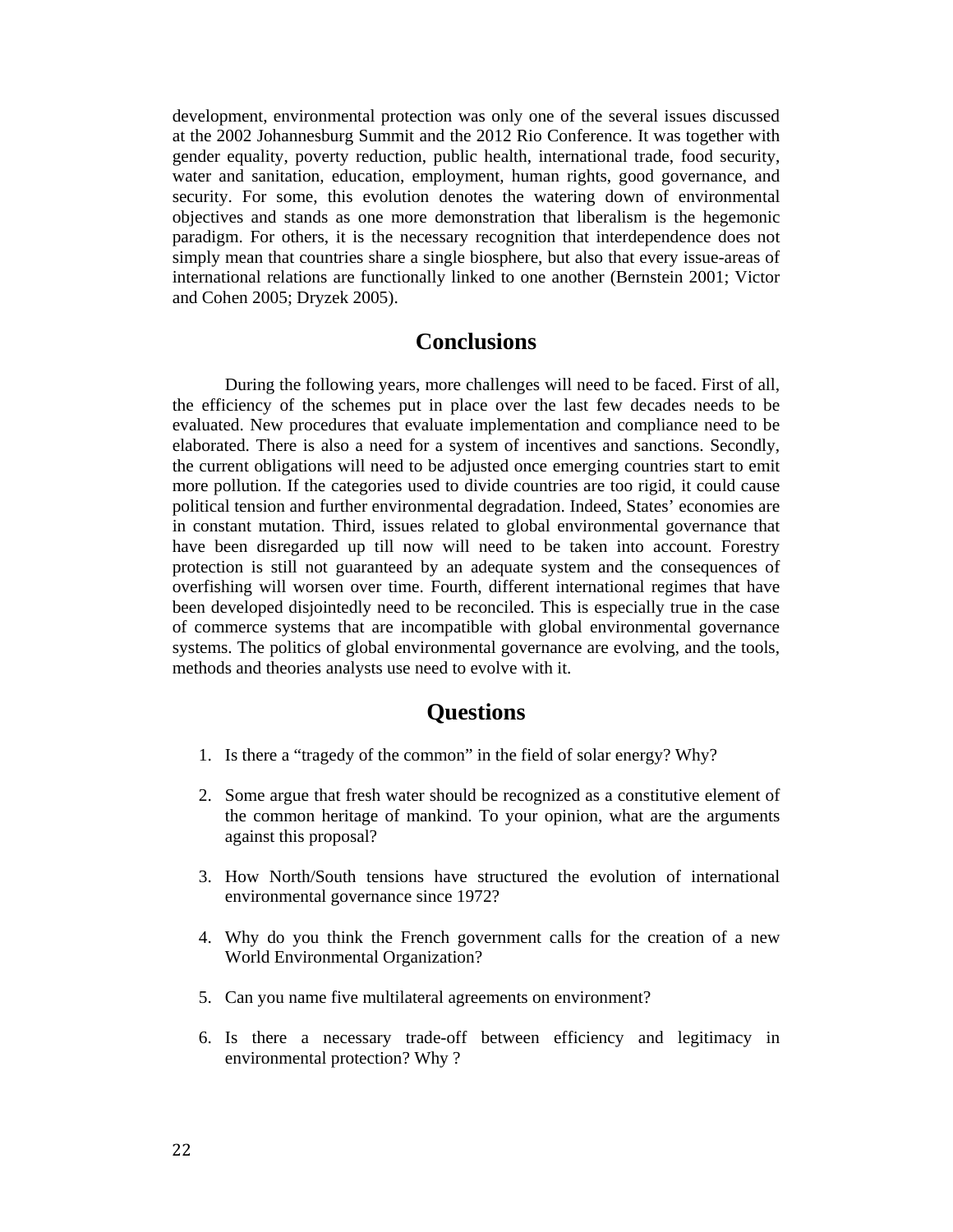development, environmental protection was only one of the several issues discussed at the 2002 Johannesburg Summit and the 2012 Rio Conference. It was together with gender equality, poverty reduction, public health, international trade, food security, water and sanitation, education, employment, human rights, good governance, and security. For some, this evolution denotes the watering down of environmental objectives and stands as one more demonstration that liberalism is the hegemonic paradigm. For others, it is the necessary recognition that interdependence does not simply mean that countries share a single biosphere, but also that every issue-areas of international relations are functionally linked to one another (Bernstein 2001; Victor and Cohen 2005; Dryzek 2005).

## Conclusions

During the following years, more challenges will need to be faced. First of all, the efficiency of the schemes put in place over the last few decades needs to be evaluated. New procedures that evaluate implementation and compliance need to be elaborated. There is also a need for a system of incentives and sanctions. Secondly, the current obligations will need to be adjusted once emerging countries start to emit more pollution. If the categories used to divide countries are too rigid, it could cause political tension and further environmental degradation. Indeed, States' economies are in constant mutation. Third, issues related to global environmental governance that have been disregarded up till now will need to be taken into account. Forestry protection is still not guaranteed by an adequate system and the consequences of overfishing will worsen over time. Fourth, different international regimes that have been developed disjointedly need to be reconciled. This is especially true in the case of commerce systems that are incompatible with global environmental governance systems. The politics of global environmental governance are evolving, and the tools, methods and theories analysts use need to evolve with it.

## Questions

1. Is there a "tragedy of the common" in the field of solar energy? Why?

2. Some argue that fresh water should be recognized as a constitutive element of the common heritage of mankind. To your opinion, what are the arguments against this proposal?

3. How North/South tensions have structured the evolution of international environmental governance since 1972?

4. Why do you think the French government calls for the creation of a new World Environmental Organization?

5. Can you name five multilateral agreements on environment?

6. Is there a necessary trade-off between efficiency and legitimacy in environmental protection? Why ?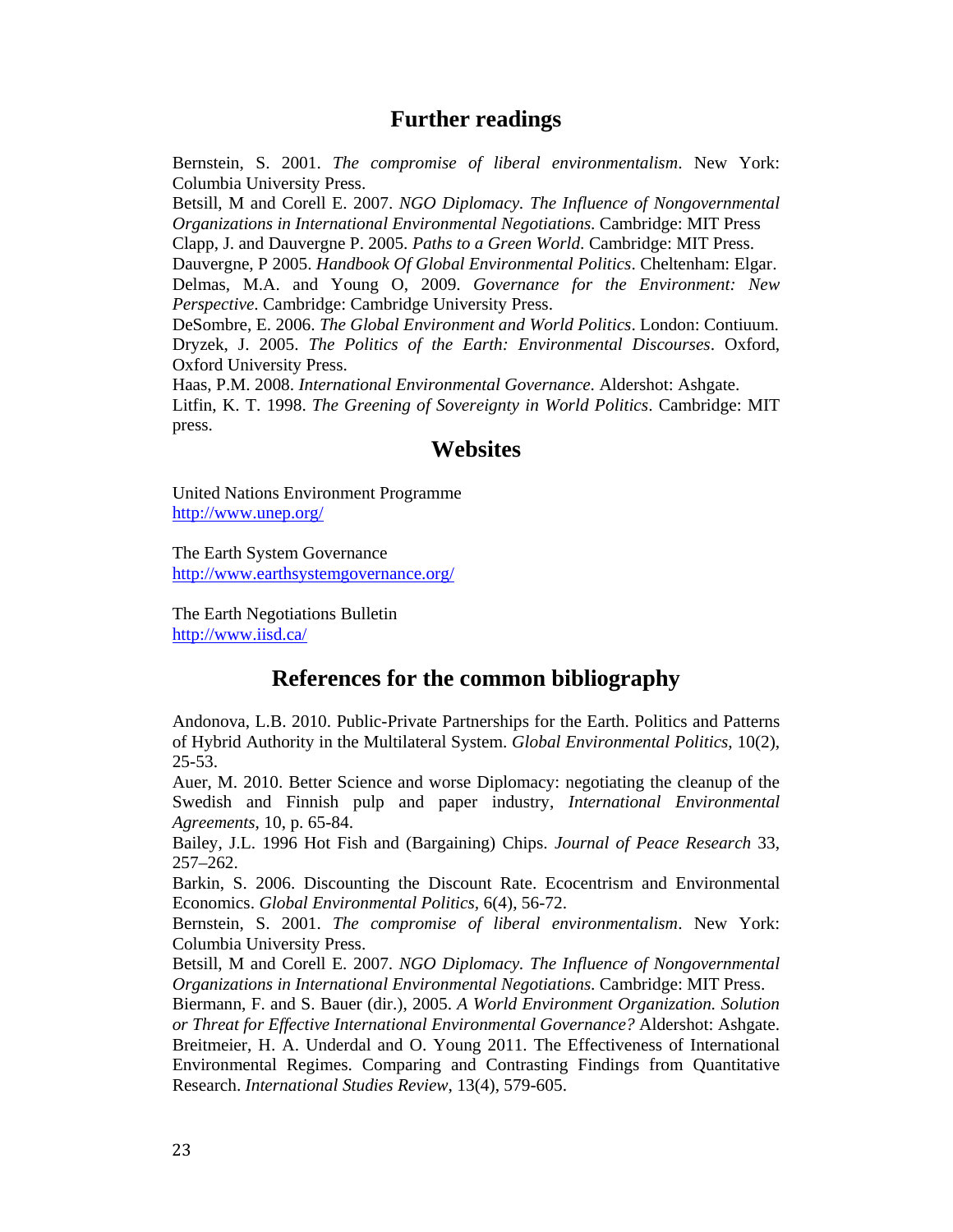## Further readings

Bernstein, S. 2001. *The compromise of liberal environmentalism*. New York: Columbia University Press.

Betsill, M and Corell E. 2007. *NGO Diplomacy. The Influence of Nongovernmental Organizations in International Environmental Negotiations.* Cambridge: MIT Press

Clapp, J. and Dauvergne P. 2005. *Paths to a Green World.* Cambridge: MIT Press.

Dauvergne, P 2005. *Handbook Of Global Environmental Politics*. Cheltenham: Elgar.

Delmas, M.A. and Young O, 2009. *Governance for the Environment: New Perspective*. Cambridge: Cambridge University Press.

DeSombre, E. 2006. *The Global Environment and World Politics*. London: Contiuum.

Dryzek, J. 2005. *The Politics of the Earth: Environmental Discourses*. Oxford, Oxford University Press.

Haas, P.M. 2008. *International Environmental Governance.* Aldershot: Ashgate.

Litfin, K. T. 1998. *The Greening of Sovereignty in World Politics*. Cambridge: MIT press.

## Websites

United Nations Environment Programme
http://www.unep.org/

The Earth System Governance
http://www.earthsystemgovernance.org/

The Earth Negotiations Bulletin
http://www.iisd.ca/

## References for the common bibliography

Andonova, L.B. 2010. Public-Private Partnerships for the Earth. Politics and Patterns of Hybrid Authority in the Multilateral System. *Global Environmental Politics*, 10(2), 25-53.

Auer, M. 2010. Better Science and worse Diplomacy: negotiating the cleanup of the Swedish and Finnish pulp and paper industry, *International Environmental Agreements*, 10, p. 65-84.

Bailey, J.L. 1996 Hot Fish and (Bargaining) Chips. *Journal of Peace Research* 33, 257–262.

Barkin, S. 2006. Discounting the Discount Rate. Ecocentrism and Environmental Economics. *Global Environmental Politics*, 6(4), 56-72.

Bernstein, S. 2001. *The compromise of liberal environmentalism*. New York: Columbia University Press.

Betsill, M and Corell E. 2007. *NGO Diplomacy. The Influence of Nongovernmental Organizations in International Environmental Negotiations.* Cambridge: MIT Press.

Biermann, F. and S. Bauer (dir.), 2005. *A World Environment Organization. Solution or Threat for Effective International Environmental Governance?* Aldershot: Ashgate.

Breitmeier, H. A. Underdal and O. Young 2011. The Effectiveness of International Environmental Regimes. Comparing and Contrasting Findings from Quantitative Research. *International Studies Review*, 13(4), 579-605.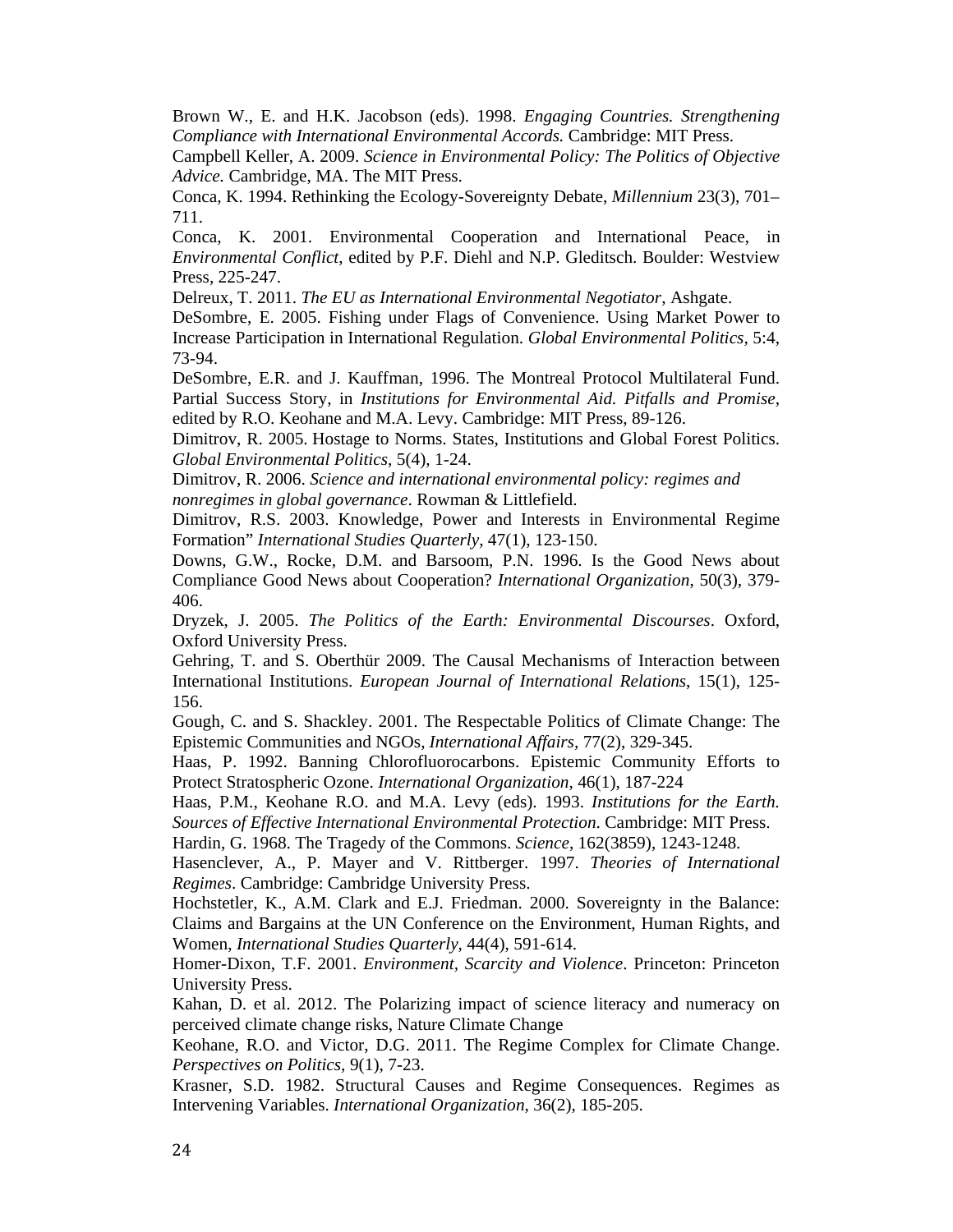Brown W., E. and H.K. Jacobson (eds). 1998. *Engaging Countries. Strengthening Compliance with International Environmental Accords.* Cambridge: MIT Press.

Campbell Keller, A. 2009. *Science in Environmental Policy: The Politics of Objective Advice.* Cambridge, MA. The MIT Press.

Conca, K. 1994. Rethinking the Ecology-Sovereignty Debate, *Millennium* 23(3), 701–711.

Conca, K. 2001. Environmental Cooperation and International Peace, in *Environmental Conflict*, edited by P.F. Diehl and N.P. Gleditsch. Boulder: Westview Press, 225-247.

Delreux, T. 2011. *The EU as International Environmental Negotiator*, Ashgate.

DeSombre, E. 2005. Fishing under Flags of Convenience. Using Market Power to Increase Participation in International Regulation. *Global Environmental Politics*, 5:4, 73-94.

DeSombre, E.R. and J. Kauffman, 1996. The Montreal Protocol Multilateral Fund. Partial Success Story, in *Institutions for Environmental Aid. Pitfalls and Promise*, edited by R.O. Keohane and M.A. Levy. Cambridge: MIT Press, 89-126.

Dimitrov, R. 2005. Hostage to Norms. States, Institutions and Global Forest Politics. *Global Environmental Politics*, 5(4), 1-24.

Dimitrov, R. 2006. *Science and international environmental policy: regimes and nonregimes in global governance*. Rowman & Littlefield.

Dimitrov, R.S. 2003. Knowledge, Power and Interests in Environmental Regime Formation" *International Studies Quarterly*, 47(1), 123-150.

Downs, G.W., Rocke, D.M. and Barsoom, P.N. 1996. Is the Good News about Compliance Good News about Cooperation? *International Organization*, 50(3), 379-406.

Dryzek, J. 2005. *The Politics of the Earth: Environmental Discourses*. Oxford, Oxford University Press.

Gehring, T. and S. Oberthür 2009. The Causal Mechanisms of Interaction between International Institutions. *European Journal of International Relations*, 15(1), 125-156.

Gough, C. and S. Shackley. 2001. The Respectable Politics of Climate Change: The Epistemic Communities and NGOs, *International Affairs*, 77(2), 329-345.

Haas, P. 1992. Banning Chlorofluorocarbons. Epistemic Community Efforts to Protect Stratospheric Ozone. *International Organization*, 46(1), 187-224

Haas, P.M., Keohane R.O. and M.A. Levy (eds). 1993. *Institutions for the Earth. Sources of Effective International Environmental Protection*. Cambridge: MIT Press.

Hardin, G. 1968. The Tragedy of the Commons. *Science*, 162(3859), 1243-1248.

Hasenclever, A., P. Mayer and V. Rittberger. 1997. *Theories of International Regimes*. Cambridge: Cambridge University Press.

Hochstetler, K., A.M. Clark and E.J. Friedman. 2000. Sovereignty in the Balance: Claims and Bargains at the UN Conference on the Environment, Human Rights, and Women, *International Studies Quarterly*, 44(4), 591-614.

Homer-Dixon, T.F. 2001. *Environment, Scarcity and Violence*. Princeton: Princeton University Press.

Kahan, D. et al. 2012. The Polarizing impact of science literacy and numeracy on perceived climate change risks, Nature Climate Change

Keohane, R.O. and Victor, D.G. 2011. The Regime Complex for Climate Change. *Perspectives on Politics*, 9(1), 7-23.

Krasner, S.D. 1982. Structural Causes and Regime Consequences. Regimes as Intervening Variables. *International Organization*, 36(2), 185-205.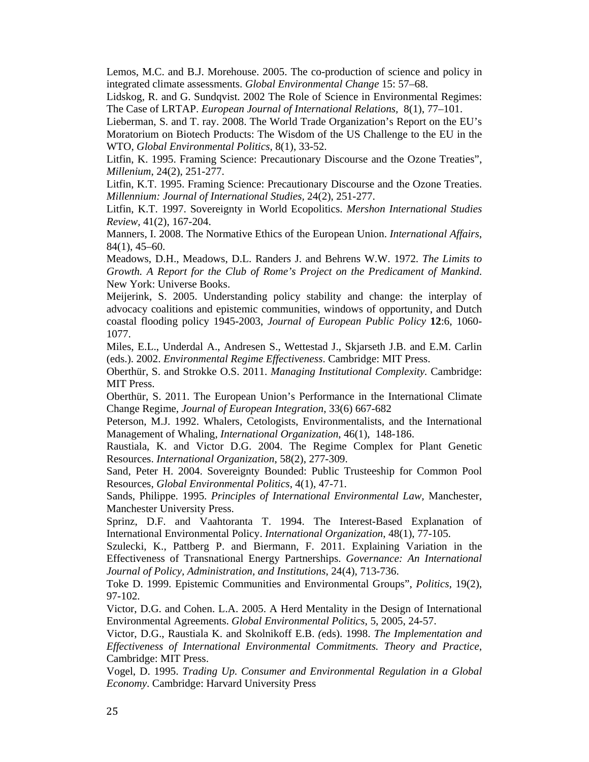Lemos, M.C. and B.J. Morehouse. 2005. The co-production of science and policy in integrated climate assessments. *Global Environmental Change* 15: 57–68.

Lidskog, R. and G. Sundqvist. 2002 The Role of Science in Environmental Regimes: The Case of LRTAP. *European Journal of International Relations*, 8(1), 77–101.

Lieberman, S. and T. ray. 2008. The World Trade Organization's Report on the EU's Moratorium on Biotech Products: The Wisdom of the US Challenge to the EU in the WTO, *Global Environmental Politics*, 8(1), 33-52.

Litfin, K. 1995. Framing Science: Precautionary Discourse and the Ozone Treaties", *Millenium*, 24(2), 251-277.

Litfin, K.T. 1995. Framing Science: Precautionary Discourse and the Ozone Treaties. *Millennium: Journal of International Studies*, 24(2), 251-277.

Litfin, K.T. 1997. Sovereignty in World Ecopolitics. *Mershon International Studies Review*, 41(2), 167-204.

Manners, I. 2008. The Normative Ethics of the European Union. *International Affairs*, 84(1), 45–60.

Meadows, D.H., Meadows, D.L. Randers J. and Behrens W.W. 1972. *The Limits to Growth. A Report for the Club of Rome's Project on the Predicament of Mankind*. New York: Universe Books.

Meijerink, S. 2005. Understanding policy stability and change: the interplay of advocacy coalitions and epistemic communities, windows of opportunity, and Dutch coastal flooding policy 1945-2003, *Journal of European Public Policy* **12**:6, 1060-1077.

Miles, E.L., Underdal A., Andresen S., Wettestad J., Skjarseth J.B. and E.M. Carlin (eds.). 2002. *Environmental Regime Effectiveness*. Cambridge: MIT Press.

Oberthür, S. and Strokke O.S. 2011. *Managing Institutional Complexity.* Cambridge: MIT Press.

Oberthür, S. 2011. The European Union's Performance in the International Climate Change Regime, *Journal of European Integration*, 33(6) 667-682

Peterson, M.J. 1992. Whalers, Cetologists, Environmentalists, and the International Management of Whaling, *International Organization*, 46(1), 148-186.

Raustiala, K. and Victor D.G. 2004. The Regime Complex for Plant Genetic Resources. *International Organization*, 58(2), 277-309.

Sand, Peter H. 2004. Sovereignty Bounded: Public Trusteeship for Common Pool Resources, *Global Environmental Politics*, 4(1), 47-71.

Sands, Philippe. 1995. *Principles of International Environmental Law,* Manchester, Manchester University Press.

Sprinz, D.F. and Vaahtoranta T. 1994. The Interest-Based Explanation of International Environmental Policy. *International Organization*, 48(1), 77-105.

Szulecki, K., Pattberg P. and Biermann, F. 2011. Explaining Variation in the Effectiveness of Transnational Energy Partnerships. *Governance: An International Journal of Policy, Administration, and Institutions*, 24(4), 713-736.

Toke D. 1999. Epistemic Communities and Environmental Groups", *Politics*, 19(2), 97-102.

Victor, D.G. and Cohen. L.A. 2005. A Herd Mentality in the Design of International Environmental Agreements. *Global Environmental Politics*, 5, 2005, 24-57.

Victor, D.G., Raustiala K. and Skolnikoff E.B. *(*eds). 1998. *The Implementation and Effectiveness of International Environmental Commitments. Theory and Practice*, Cambridge: MIT Press.

Vogel, D. 1995. *Trading Up. Consumer and Environmental Regulation in a Global Economy*. Cambridge: Harvard University Press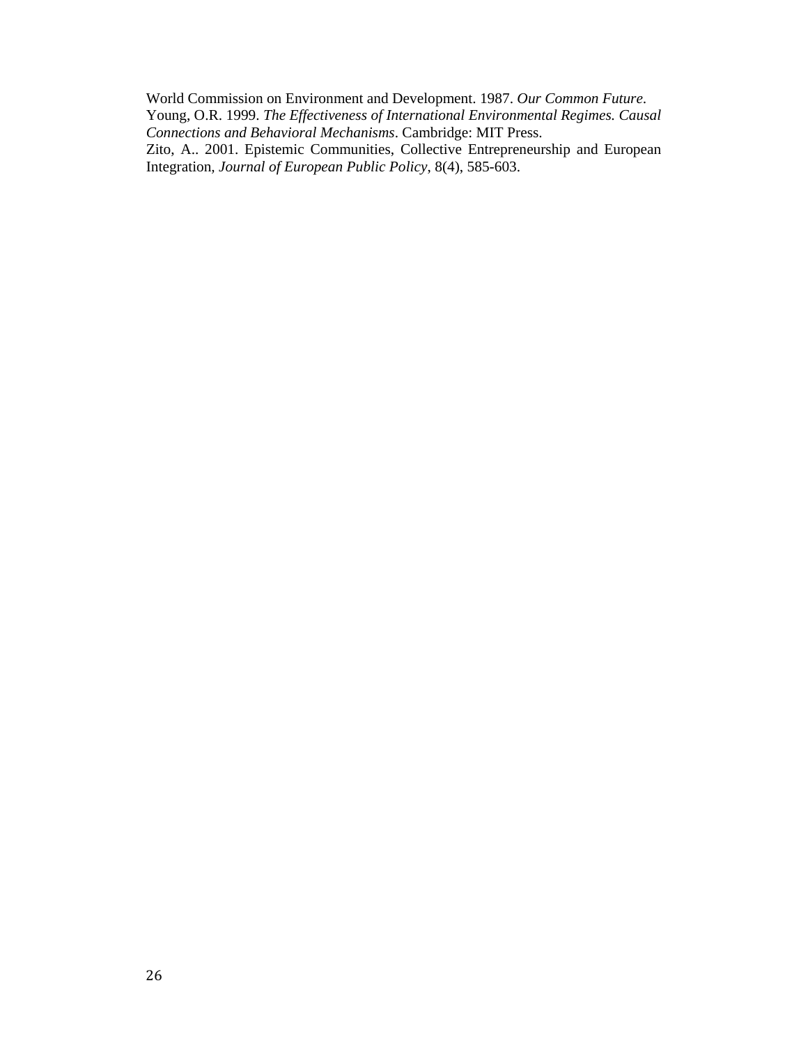World Commission on Environment and Development. 1987. *Our Common Future*.

Young, O.R. 1999. *The Effectiveness of International Environmental Regimes. Causal Connections and Behavioral Mechanisms*. Cambridge: MIT Press.

Zito, A.. 2001. Epistemic Communities, Collective Entrepreneurship and European Integration, *Journal of European Public Policy*, 8(4), 585-603.